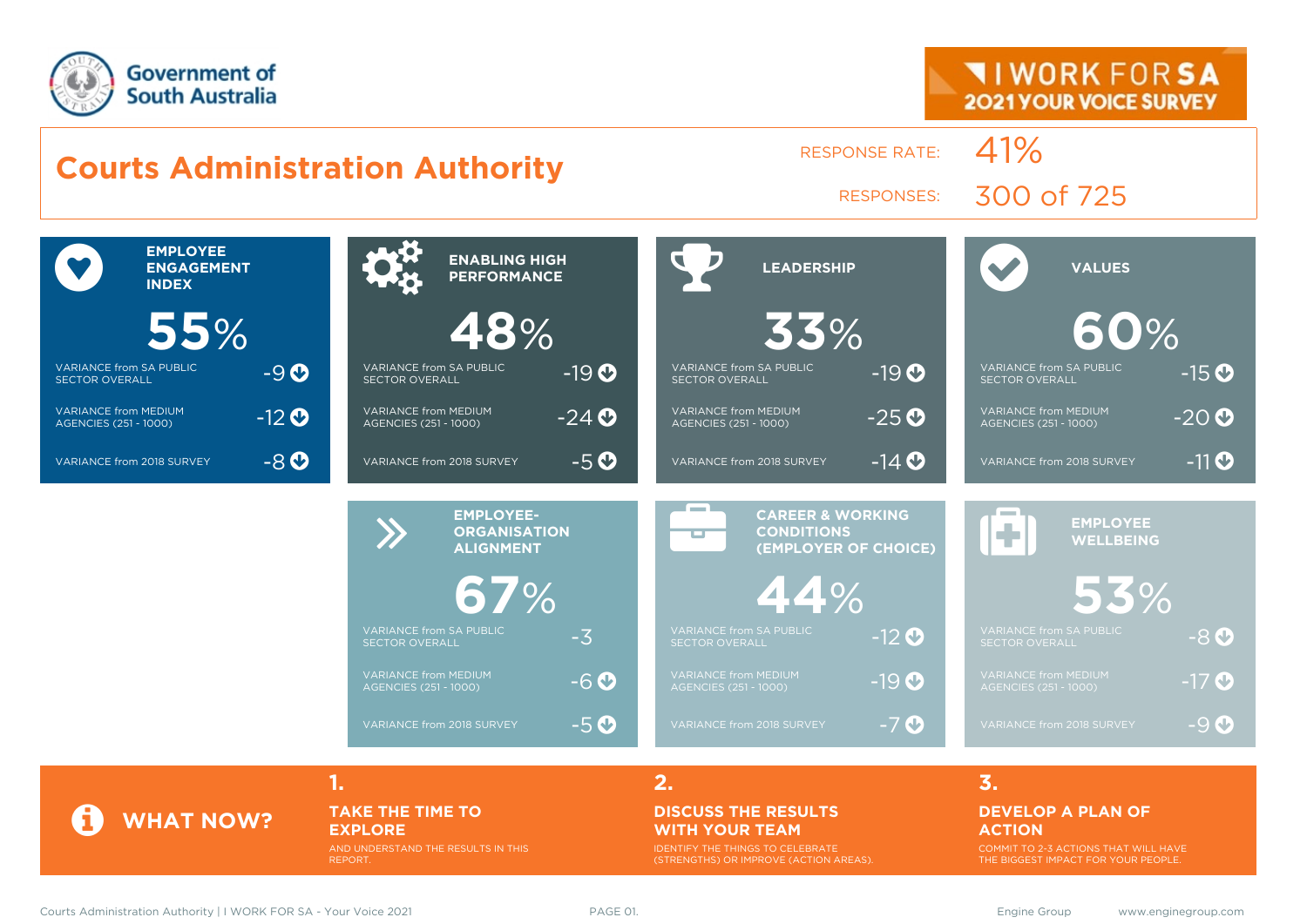Government of South Australia

I WORK FOR SA
2021 YOUR VOICE SURVEY

# Courts Administration Authority

RESPONSE RATE: 41%

RESPONSES: 300 of 725

## EMPLOYEE ENGAGEMENT INDEX

**55%**

| | |
|---|---|
| VARIANCE from SA PUBLIC SECTOR OVERALL | -9 |
| VARIANCE from MEDIUM AGENCIES (251 - 1000) | -12 |
| VARIANCE from 2018 SURVEY | -8 |

## ENABLING HIGH PERFORMANCE

**48%**

| | |
|---|---|
| VARIANCE from SA PUBLIC SECTOR OVERALL | -19 |
| VARIANCE from MEDIUM AGENCIES (251 - 1000) | -24 |
| VARIANCE from 2018 SURVEY | -5 |

## LEADERSHIP

**33%**

| | |
|---|---|
| VARIANCE from SA PUBLIC SECTOR OVERALL | -19 |
| VARIANCE from MEDIUM AGENCIES (251 - 1000) | -25 |
| VARIANCE from 2018 SURVEY | -14 |

## VALUES

**60%**

| | |
|---|---|
| VARIANCE from SA PUBLIC SECTOR OVERALL | -15 |
| VARIANCE from MEDIUM AGENCIES (251 - 1000) | -20 |
| VARIANCE from 2018 SURVEY | -11 |

## EMPLOYEE-ORGANISATION ALIGNMENT

**67%**

| | |
|---|---|
| VARIANCE from SA PUBLIC SECTOR OVERALL | -3 |
| VARIANCE from MEDIUM AGENCIES (251 - 1000) | -6 |
| VARIANCE from 2018 SURVEY | -5 |

## CAREER & WORKING CONDITIONS (EMPLOYER OF CHOICE)

**44%**

| | |
|---|---|
| VARIANCE from SA PUBLIC SECTOR OVERALL | -12 |
| VARIANCE from MEDIUM AGENCIES (251 - 1000) | -19 |
| VARIANCE from 2018 SURVEY | -7 |

## EMPLOYEE WELLBEING

**53%**

| | |
|---|---|
| VARIANCE from SA PUBLIC SECTOR OVERALL | -8 |
| VARIANCE from MEDIUM AGENCIES (251 - 1000) | -17 |
| VARIANCE from 2018 SURVEY | -9 |

## WHAT NOW?

**1. TAKE THE TIME TO EXPLORE**

AND UNDERSTAND THE RESULTS IN THIS REPORT.

**2. DISCUSS THE RESULTS WITH YOUR TEAM**

IDENTIFY THE THINGS TO CELEBRATE (STRENGTHS) OR IMPROVE (ACTION AREAS).

**3. DEVELOP A PLAN OF ACTION**

COMMIT TO 2-3 ACTIONS THAT WILL HAVE THE BIGGEST IMPACT FOR YOUR PEOPLE.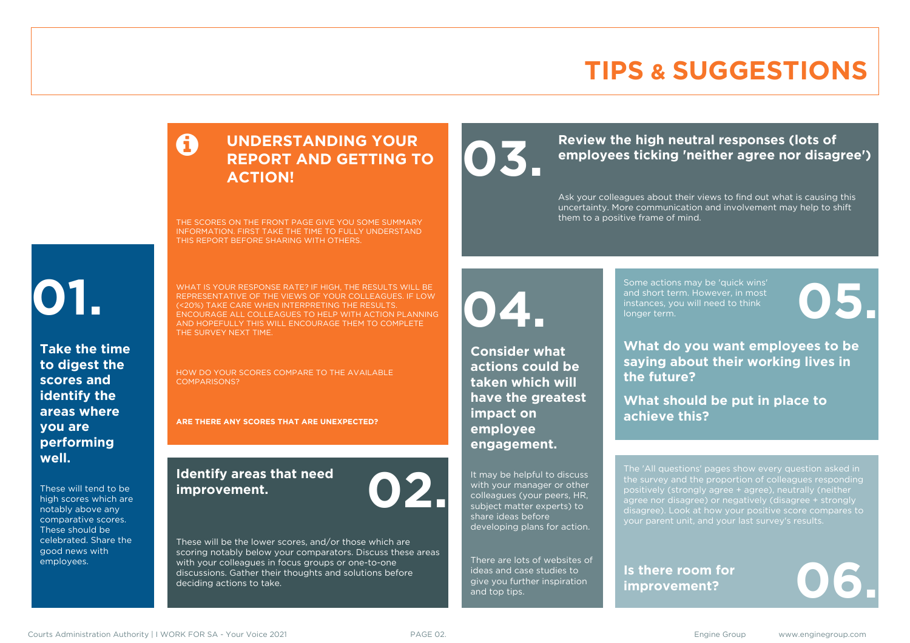# TIPS & SUGGESTIONS

## UNDERSTANDING YOUR REPORT AND GETTING TO ACTION!

THE SCORES ON THE FRONT PAGE GIVE YOU SOME SUMMARY INFORMATION. FIRST TAKE THE TIME TO FULLY UNDERSTAND THIS REPORT BEFORE SHARING WITH OTHERS.

WHAT IS YOUR RESPONSE RATE? IF HIGH, THE RESULTS WILL BE REPRESENTATIVE OF THE VIEWS OF YOUR COLLEAGUES. IF LOW (<20%) TAKE CARE WHEN INTERPRETING THE RESULTS. ENCOURAGE ALL COLLEAGUES TO HELP WITH ACTION PLANNING AND HOPEFULLY THIS WILL ENCOURAGE THEM TO COMPLETE THE SURVEY NEXT TIME.

HOW DO YOUR SCORES COMPARE TO THE AVAILABLE COMPARISONS?

**ARE THERE ANY SCORES THAT ARE UNEXPECTED?**

## 01.

**Take the time to digest the scores and identify the areas where you are performing well.**

These will tend to be high scores which are notably above any comparative scores. These should be celebrated. Share the good news with employees.

## 02.

**Identify areas that need improvement.**

These will be the lower scores, and/or those which are scoring notably below your comparators. Discuss these areas with your colleagues in focus groups or one-to-one discussions. Gather their thoughts and solutions before deciding actions to take.

## 03.

**Review the high neutral responses (lots of employees ticking 'neither agree nor disagree')**

Ask your colleagues about their views to find out what is causing this uncertainty. More communication and involvement may help to shift them to a positive frame of mind.

## 04.

**Consider what actions could be taken which will have the greatest impact on employee engagement.**

It may be helpful to discuss with your manager or other colleagues (your peers, HR, subject matter experts) to share ideas before developing plans for action.

There are lots of websites of ideas and case studies to give you further inspiration and top tips.

## 05.

Some actions may be 'quick wins' and short term. However, in most instances, you will need to think longer term.

**What do you want employees to be saying about their working lives in the future?**

**What should be put in place to achieve this?**

## 06.

The 'All questions' pages show every question asked in the survey and the proportion of colleagues responding positively (strongly agree + agree), neutrally (neither agree nor disagree) or negatively (disagree + strongly disagree). Look at how your positive score compares to your parent unit, and your last survey's results.

**Is there room for improvement?**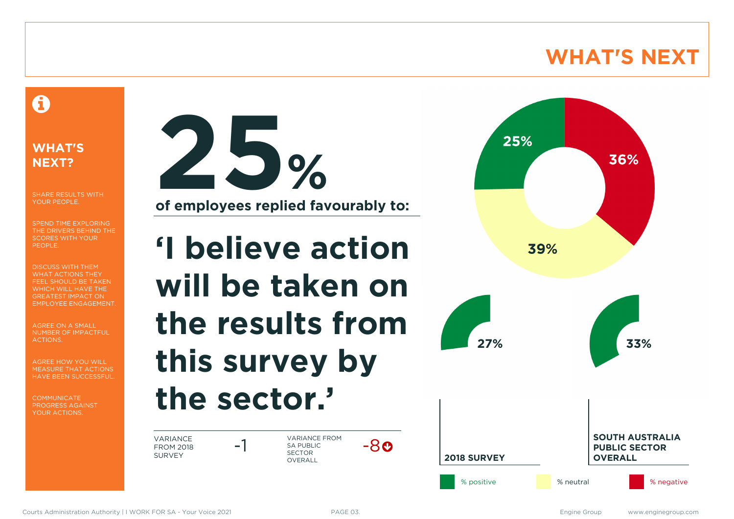# WHAT'S NEXT

## WHAT'S NEXT?

SHARE RESULTS WITH YOUR PEOPLE.

SPEND TIME EXPLORING THE DRIVERS BEHIND THE SCORES WITH YOUR PEOPLE.

DISCUSS WITH THEM WHAT ACTIONS THEY FEEL SHOULD BE TAKEN WHICH WILL HAVE THE GREATEST IMPACT ON EMPLOYEE ENGAGEMENT.

AGREE ON A SMALL NUMBER OF IMPACTFUL ACTIONS.

AGREE HOW YOU WILL MEASURE THAT ACTIONS HAVE BEEN SUCCESSFUL.

COMMUNICATE PROGRESS AGAINST YOUR ACTIONS.

**25%**

**of employees replied favourably to:**

# 'I believe action will be taken on the results from this survey by the sector.'

VARIANCE FROM 2018 SURVEY: -1

VARIANCE FROM SA PUBLIC SECTOR OVERALL: -8

25%
36%
39%

27%
2018 SURVEY

33%
SOUTH AUSTRALIA PUBLIC SECTOR OVERALL

% positive
% neutral
% negative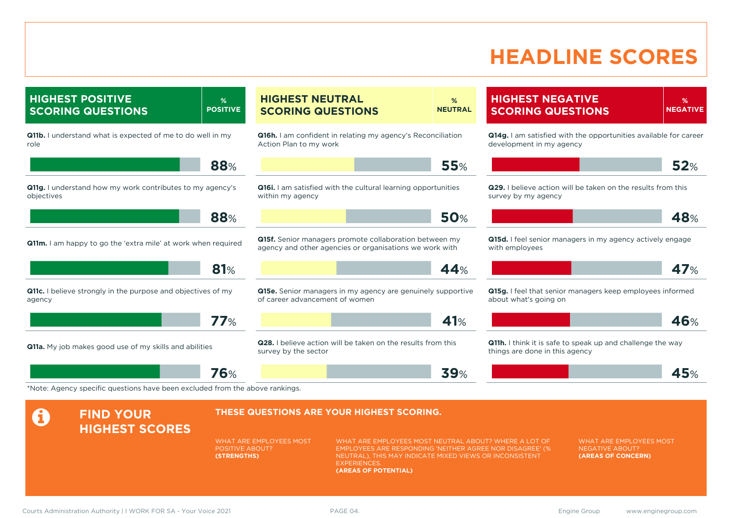# HEADLINE SCORES

## HIGHEST POSITIVE SCORING QUESTIONS

| Question | % POSITIVE |
| --- | --- |
| **Q11b.** I understand what is expected of me to do well in my role | 88% |
| **Q11g.** I understand how my work contributes to my agency's objectives | 88% |
| **Q11m.** I am happy to go the 'extra mile' at work when required | 81% |
| **Q11c.** I believe strongly in the purpose and objectives of my agency | 77% |
| **Q11a.** My job makes good use of my skills and abilities | 76% |

## HIGHEST NEUTRAL SCORING QUESTIONS

| Question | % NEUTRAL |
| --- | --- |
| **Q16h.** I am confident in relating my agency's Reconciliation Action Plan to my work | 55% |
| **Q16i.** I am satisfied with the cultural learning opportunities within my agency | 50% |
| **Q15f.** Senior managers promote collaboration between my agency and other agencies or organisations we work with | 44% |
| **Q15e.** Senior managers in my agency are genuinely supportive of career advancement of women | 41% |
| **Q28.** I believe action will be taken on the results from this survey by the sector | 39% |

## HIGHEST NEGATIVE SCORING QUESTIONS

| Question | % NEGATIVE |
| --- | --- |
| **Q14g.** I am satisfied with the opportunities available for career development in my agency | 52% |
| **Q29.** I believe action will be taken on the results from this survey by my agency | 48% |
| **Q15d.** I feel senior managers in my agency actively engage with employees | 47% |
| **Q15g.** I feel that senior managers keep employees informed about what's going on | 46% |
| **Q11h.** I think it is safe to speak up and challenge the way things are done in this agency | 45% |

*Note: Agency specific questions have been excluded from the above rankings.

## FIND YOUR HIGHEST SCORES

**THESE QUESTIONS ARE YOUR HIGHEST SCORING.**

WHAT ARE EMPLOYEES MOST POSITIVE ABOUT? **(STRENGTHS)**

WHAT ARE EMPLOYEES MOST NEUTRAL ABOUT? WHERE A LOT OF EMPLOYEES ARE RESPONDING 'NEITHER AGREE NOR DISAGREE' (% NEUTRAL), THIS MAY INDICATE MIXED VIEWS OR INCONSISTENT EXPERIENCES. **(AREAS OF POTENTIAL)**

WHAT ARE EMPLOYEES MOST NEGATIVE ABOUT? **(AREAS OF CONCERN)**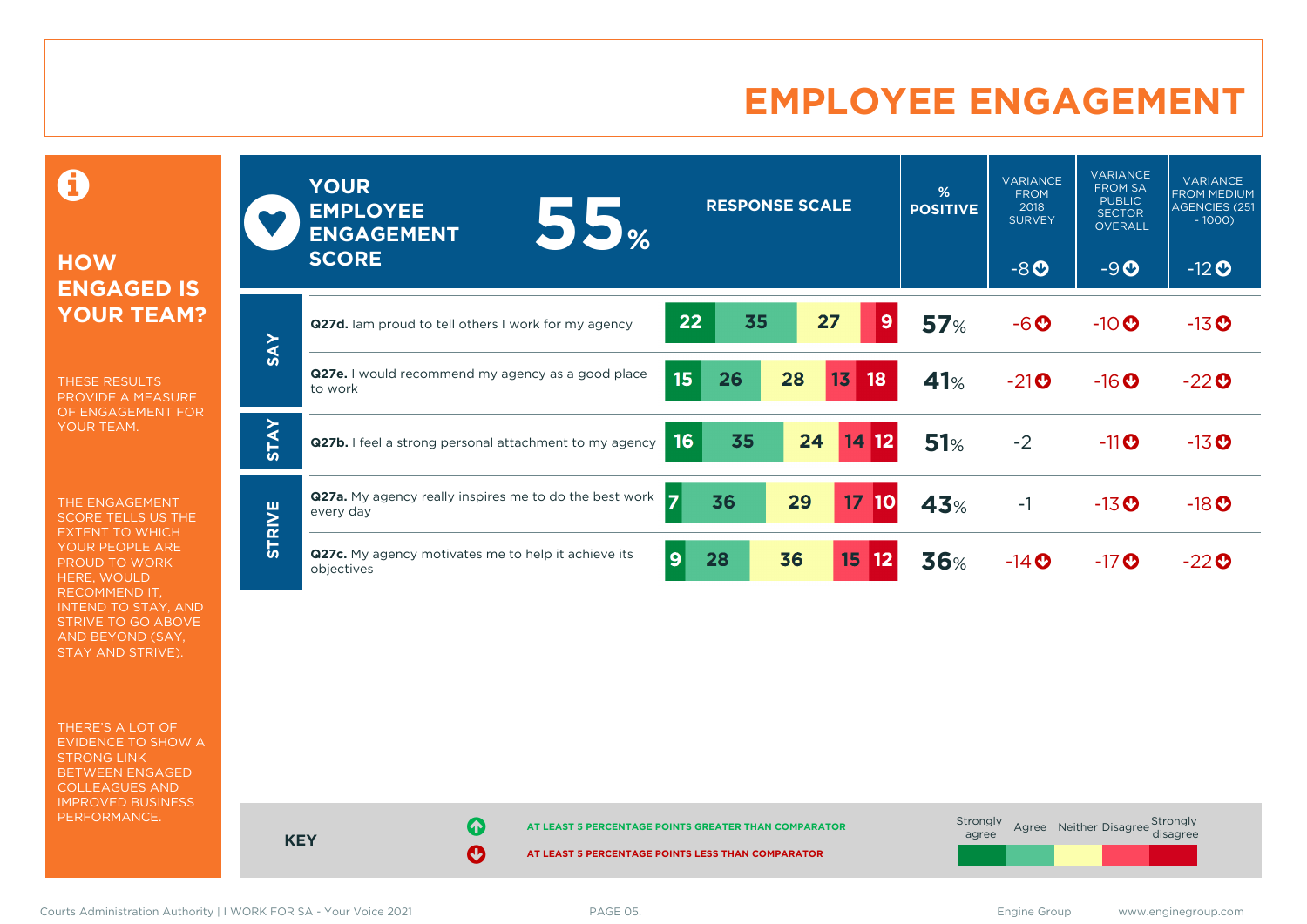# EMPLOYEE ENGAGEMENT

## HOW ENGAGED IS YOUR TEAM?

THESE RESULTS PROVIDE A MEASURE OF ENGAGEMENT FOR YOUR TEAM.

THE ENGAGEMENT SCORE TELLS US THE EXTENT TO WHICH YOUR PEOPLE ARE PROUD TO WORK HERE, WOULD RECOMMEND IT, INTEND TO STAY, AND STRIVE TO GO ABOVE AND BEYOND (SAY, STAY AND STRIVE).

THERE'S A LOT OF EVIDENCE TO SHOW A STRONG LINK BETWEEN ENGAGED COLLEAGUES AND IMPROVED BUSINESS PERFORMANCE.

**YOUR EMPLOYEE ENGAGEMENT SCORE 55%**

| | | RESPONSE SCALE | % POSITIVE | VARIANCE FROM 2018 SURVEY (-8↓) | VARIANCE FROM SA PUBLIC SECTOR OVERALL (-9↓) | VARIANCE FROM MEDIUM AGENCIES (251 - 1000) (-12↓) |
|---|---|---|---|---|---|---|
| SAY | **Q27d.** Iam proud to tell others I work for my agency | 22, 35, 27, 9 | 57% | -6↓ | -10↓ | -13↓ |
| SAY | **Q27e.** I would recommend my agency as a good place to work | 15, 26, 28, 13, 18 | 41% | -21↓ | -16↓ | -22↓ |
| STAY | **Q27b.** I feel a strong personal attachment to my agency | 16, 35, 24, 14, 12 | 51% | -2 | -11↓ | -13↓ |
| STRIVE | **Q27a.** My agency really inspires me to do the best work every day | 7, 36, 29, 17, 10 | 43% | -1 | -13↓ | -18↓ |
| STRIVE | **Q27c.** My agency motivates me to help it achieve its objectives | 9, 28, 36, 15, 12 | 36% | -14↓ | -17↓ | -22↓ |

**KEY**

↑ AT LEAST 5 PERCENTAGE POINTS GREATER THAN COMPARATOR

↓ AT LEAST 5 PERCENTAGE POINTS LESS THAN COMPARATOR

Strongly agree | Agree | Neither | Disagree | Strongly disagree

Courts Administration Authority | I WORK FOR SA - Your Voice 2021 | Engine Group | www.enginegroup.com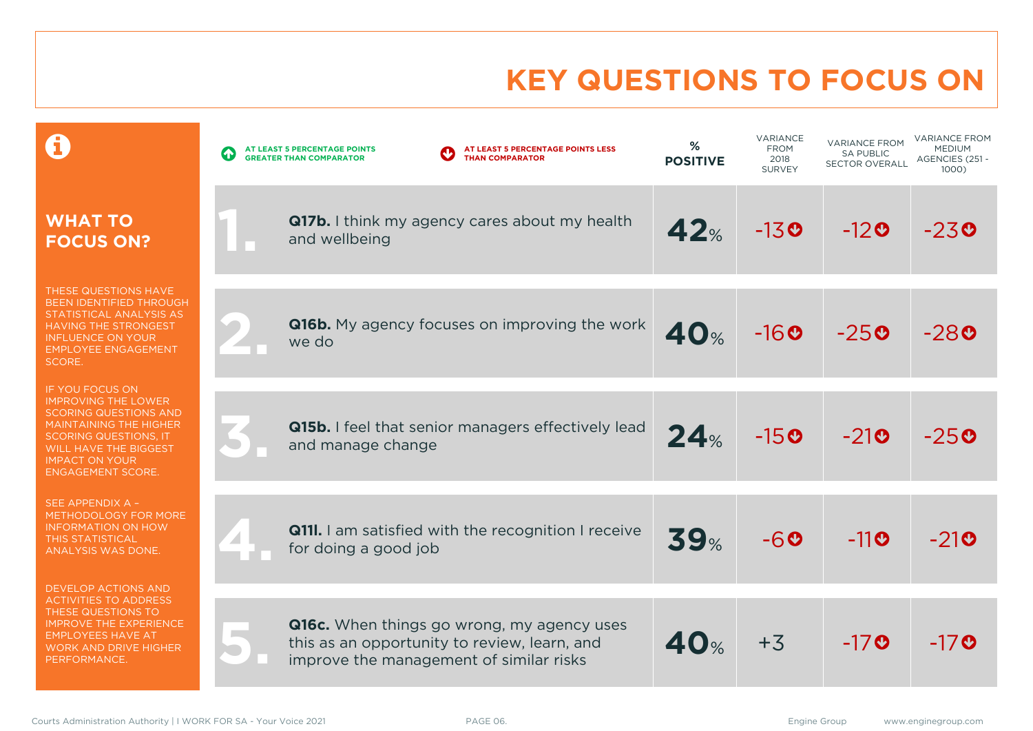# KEY QUESTIONS TO FOCUS ON

## WHAT TO FOCUS ON?

THESE QUESTIONS HAVE BEEN IDENTIFIED THROUGH STATISTICAL ANALYSIS AS HAVING THE STRONGEST INFLUENCE ON YOUR EMPLOYEE ENGAGEMENT SCORE.

IF YOU FOCUS ON IMPROVING THE LOWER SCORING QUESTIONS AND MAINTAINING THE HIGHER SCORING QUESTIONS, IT WILL HAVE THE BIGGEST IMPACT ON YOUR ENGAGEMENT SCORE.

SEE APPENDIX A – METHODOLOGY FOR MORE INFORMATION ON HOW THIS STATISTICAL ANALYSIS WAS DONE.

DEVELOP ACTIONS AND ACTIVITIES TO ADDRESS THESE QUESTIONS TO IMPROVE THE EXPERIENCE EMPLOYEES HAVE AT WORK AND DRIVE HIGHER PERFORMANCE.

AT LEAST 5 PERCENTAGE POINTS GREATER THAN COMPARATOR (↑)

AT LEAST 5 PERCENTAGE POINTS LESS THAN COMPARATOR (↓)

| | Question | % POSITIVE | VARIANCE FROM 2018 SURVEY | VARIANCE FROM SA PUBLIC SECTOR OVERALL | VARIANCE FROM MEDIUM AGENCIES (251 - 1000) |
|---|---|---|---|---|---|
| 1. | **Q17b.** I think my agency cares about my health and wellbeing | 42% | -13 ↓ | -12 ↓ | -23 ↓ |
| 2. | **Q16b.** My agency focuses on improving the work we do | 40% | -16 ↓ | -25 ↓ | -28 ↓ |
| 3. | **Q15b.** I feel that senior managers effectively lead and manage change | 24% | -15 ↓ | -21 ↓ | -25 ↓ |
| 4. | **Q11l.** I am satisfied with the recognition I receive for doing a good job | 39% | -6 ↓ | -11 ↓ | -21 ↓ |
| 5. | **Q16c.** When things go wrong, my agency uses this as an opportunity to review, learn, and improve the management of similar risks | 40% | +3 | -17 ↓ | -17 ↓ |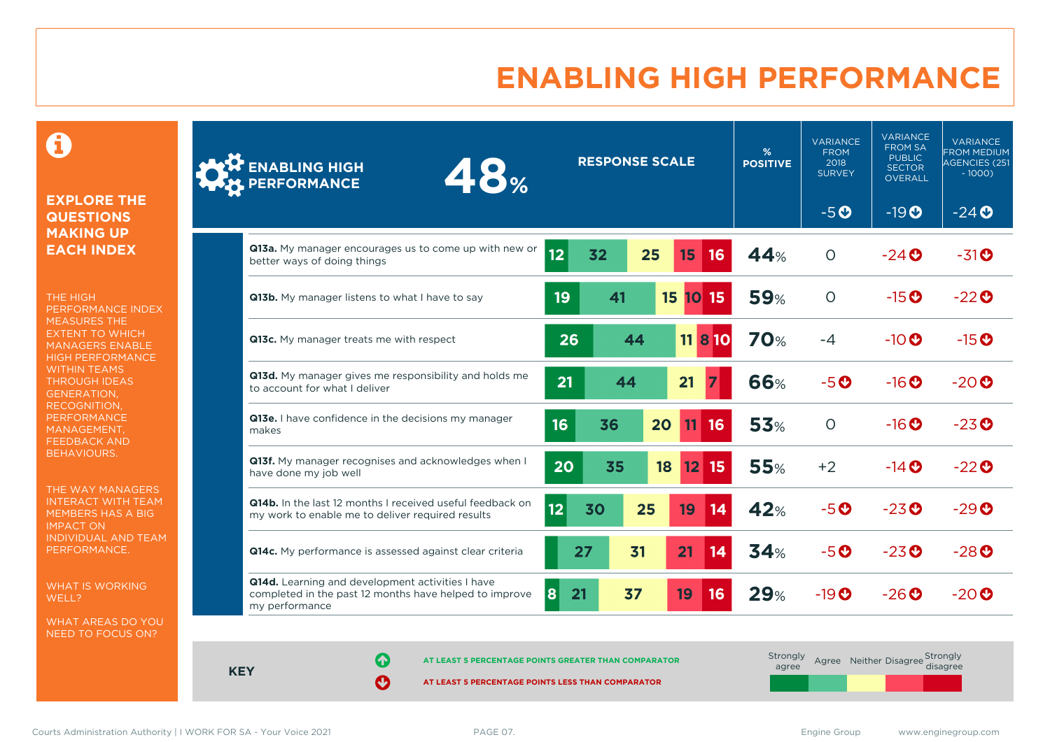# ENABLING HIGH PERFORMANCE

**EXPLORE THE QUESTIONS MAKING UP EACH INDEX**

THE HIGH PERFORMANCE INDEX MEASURES THE EXTENT TO WHICH MANAGERS ENABLE HIGH PERFORMANCE WITHIN TEAMS THROUGH IDEAS GENERATION, RECOGNITION, PERFORMANCE MANAGEMENT, FEEDBACK AND BEHAVIOURS.

THE WAY MANAGERS INTERACT WITH TEAM MEMBERS HAS A BIG IMPACT ON INDIVIDUAL AND TEAM PERFORMANCE.

WHAT IS WORKING WELL?

WHAT AREAS DO YOU NEED TO FOCUS ON?

**ENABLING HIGH PERFORMANCE** 48%

RESPONSE SCALE

% POSITIVE

VARIANCE FROM 2018 SURVEY -5

VARIANCE FROM SA PUBLIC SECTOR OVERALL -19

VARIANCE FROM MEDIUM AGENCIES (251 - 1000) -24

**Q13a.** My manager encourages us to come up with new or better ways of doing things — 12, 32, 25, 15, 16 — 44% — 0 — -24 — -31

**Q13b.** My manager listens to what I have to say — 19, 41, 15, 10, 15 — 59% — 0 — -15 — -22

**Q13c.** My manager treats me with respect — 26, 44, 11, 8, 10 — 70% — -4 — -10 — -15

**Q13d.** My manager gives me responsibility and holds me to account for what I deliver — 21, 44, 21, 7 — 66% — -5 — -16 — -20

**Q13e.** I have confidence in the decisions my manager makes — 16, 36, 20, 11, 16 — 53% — 0 — -16 — -23

**Q13f.** My manager recognises and acknowledges when I have done my job well — 20, 35, 18, 12, 15 — 55% — +2 — -14 — -22

**Q14b.** In the last 12 months I received useful feedback on my work to enable me to deliver required results — 12, 30, 25, 19, 14 — 42% — -5 — -23 — -29

**Q14c.** My performance is assessed against clear criteria — 27, 31, 21, 14 — 34% — -5 — -23 — -28

**Q14d.** Learning and development activities I have completed in the past 12 months have helped to improve my performance — 8, 21, 37, 19, 16 — 29% — -19 — -26 — -20

**KEY**

AT LEAST 5 PERCENTAGE POINTS GREATER THAN COMPARATOR

AT LEAST 5 PERCENTAGE POINTS LESS THAN COMPARATOR

Strongly agree | Agree | Neither | Disagree | Strongly disagree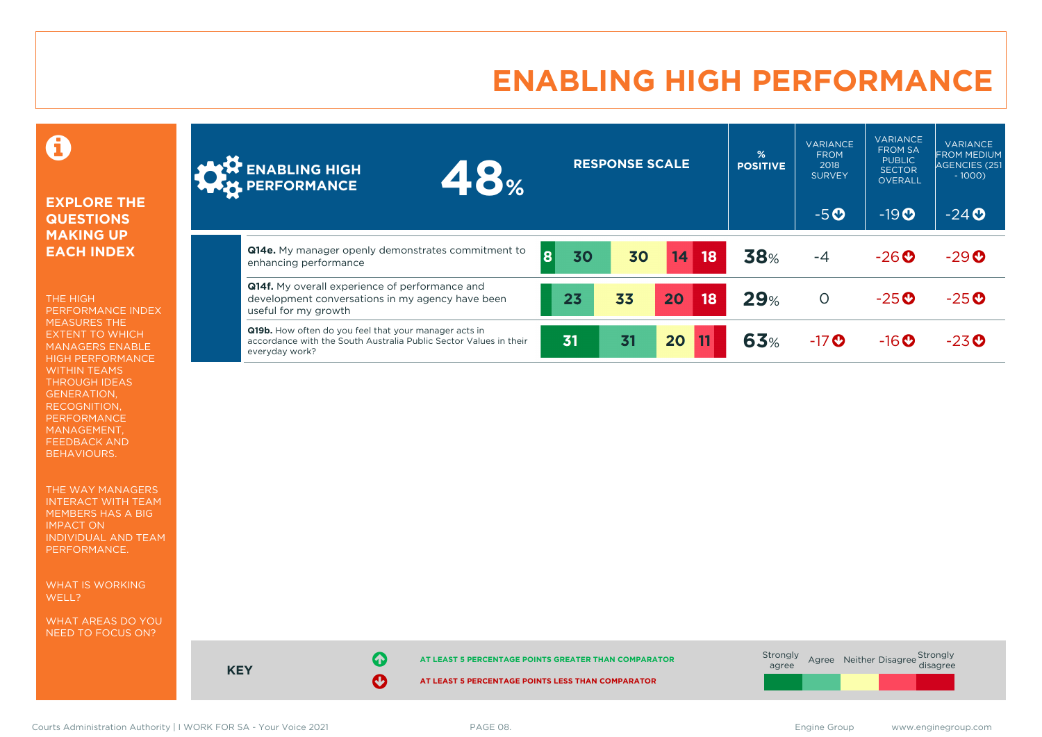# ENABLING HIGH PERFORMANCE

**EXPLORE THE QUESTIONS MAKING UP EACH INDEX**

THE HIGH PERFORMANCE INDEX MEASURES THE EXTENT TO WHICH MANAGERS ENABLE HIGH PERFORMANCE WITHIN TEAMS THROUGH IDEAS GENERATION, RECOGNITION, PERFORMANCE MANAGEMENT, FEEDBACK AND BEHAVIOURS.

THE WAY MANAGERS INTERACT WITH TEAM MEMBERS HAS A BIG IMPACT ON INDIVIDUAL AND TEAM PERFORMANCE.

WHAT IS WORKING WELL?

WHAT AREAS DO YOU NEED TO FOCUS ON?

| ENABLING HIGH PERFORMANCE 48% | RESPONSE SCALE | % POSITIVE | VARIANCE FROM 2018 SURVEY | VARIANCE FROM SA PUBLIC SECTOR OVERALL | VARIANCE FROM MEDIUM AGENCIES (251 - 1000) |
|---|---|---|---|---|---|
| | | | -5 ↓ | -19 ↓ | -24 ↓ |
| **Q14e.** My manager openly demonstrates commitment to enhancing performance | 8 / 30 / 30 / 14 / 18 | 38% | -4 | -26 ↓ | -29 ↓ |
| **Q14f.** My overall experience of performance and development conversations in my agency have been useful for my growth | 23 / 33 / 20 / 18 | 29% | 0 | -25 ↓ | -25 ↓ |
| **Q19b.** How often do you feel that your manager acts in accordance with the South Australia Public Sector Values in their everyday work? | 31 / 31 / 20 / 11 | 63% | -17 ↓ | -16 ↓ | -23 ↓ |

**KEY**

↑ AT LEAST 5 PERCENTAGE POINTS GREATER THAN COMPARATOR

↓ AT LEAST 5 PERCENTAGE POINTS LESS THAN COMPARATOR

Strongly agree | Agree | Neither | Disagree | Strongly disagree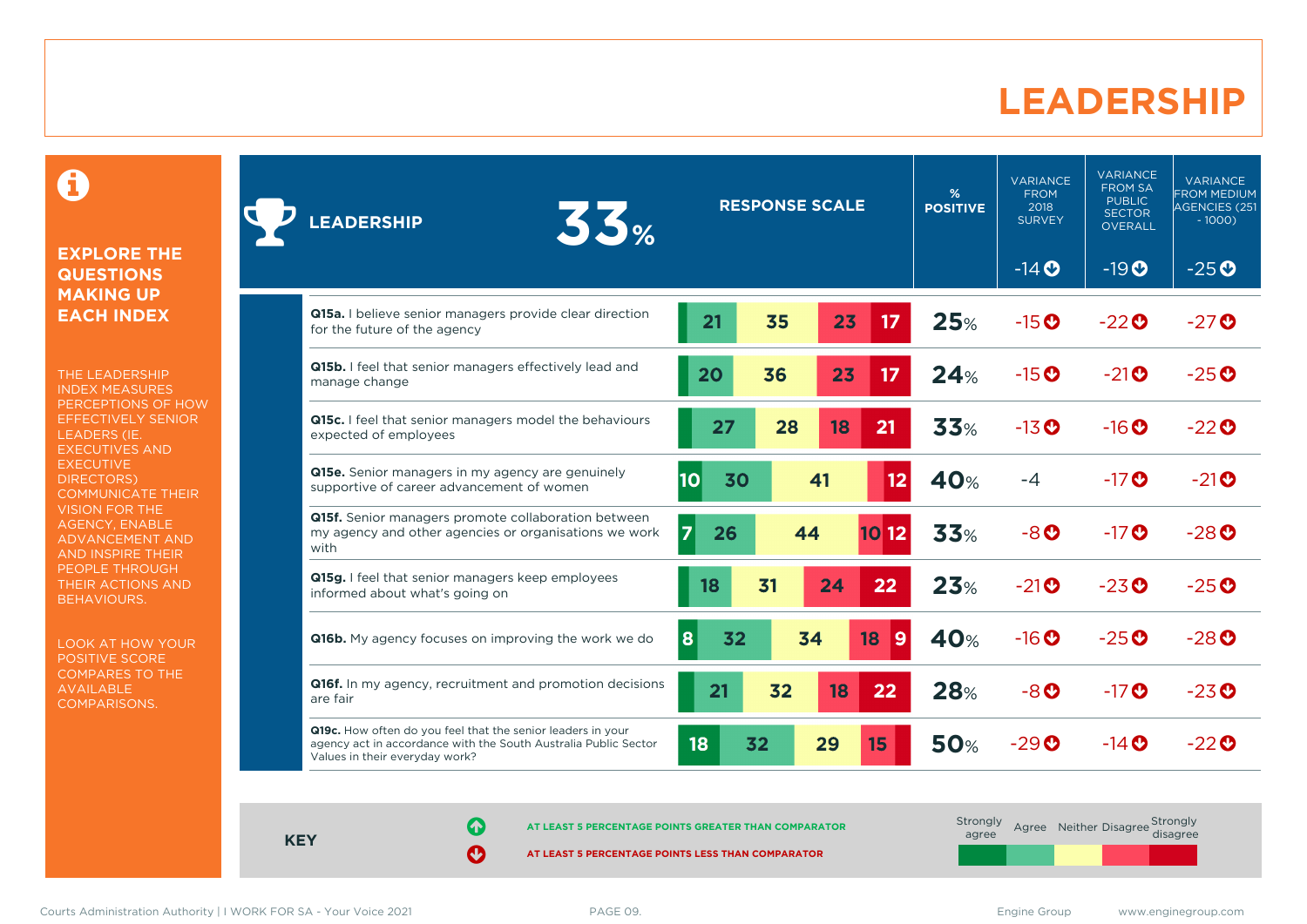# LEADERSHIP

**EXPLORE THE QUESTIONS MAKING UP EACH INDEX**

THE LEADERSHIP INDEX MEASURES PERCEPTIONS OF HOW EFFECTIVELY SENIOR LEADERS (IE. EXECUTIVES AND EXECUTIVE DIRECTORS) COMMUNICATE THEIR VISION FOR THE AGENCY, ENABLE ADVANCEMENT AND AND INSPIRE THEIR PEOPLE THROUGH THEIR ACTIONS AND BEHAVIOURS.

LOOK AT HOW YOUR POSITIVE SCORE COMPARES TO THE AVAILABLE COMPARISONS.

| LEADERSHIP 33% | RESPONSE SCALE | % POSITIVE | VARIANCE FROM 2018 SURVEY -14 | VARIANCE FROM SA PUBLIC SECTOR OVERALL -19 | VARIANCE FROM MEDIUM AGENCIES (251 - 1000) -25 |
|---|---|---|---|---|---|
| **Q15a.** I believe senior managers provide clear direction for the future of the agency | 21 35 23 17 | 25% | -15 | -22 | -27 |
| **Q15b.** I feel that senior managers effectively lead and manage change | 20 36 23 17 | 24% | -15 | -21 | -25 |
| **Q15c.** I feel that senior managers model the behaviours expected of employees | 27 28 18 21 | 33% | -13 | -16 | -22 |
| **Q15e.** Senior managers in my agency are genuinely supportive of career advancement of women | 10 30 41 12 | 40% | -4 | -17 | -21 |
| **Q15f.** Senior managers promote collaboration between my agency and other agencies or organisations we work with | 7 26 44 10 12 | 33% | -8 | -17 | -28 |
| **Q15g.** I feel that senior managers keep employees informed about what's going on | 18 31 24 22 | 23% | -21 | -23 | -25 |
| **Q16b.** My agency focuses on improving the work we do | 8 32 34 18 9 | 40% | -16 | -25 | -28 |
| **Q16f.** In my agency, recruitment and promotion decisions are fair | 21 32 18 22 | 28% | -8 | -17 | -23 |
| **Q19c.** How often do you feel that the senior leaders in your agency act in accordance with the South Australia Public Sector Values in their everyday work? | 18 32 29 15 | 50% | -29 | -14 | -22 |

**KEY**

AT LEAST 5 PERCENTAGE POINTS GREATER THAN COMPARATOR

AT LEAST 5 PERCENTAGE POINTS LESS THAN COMPARATOR

Strongly agree, Agree, Neither, Disagree, Strongly disagree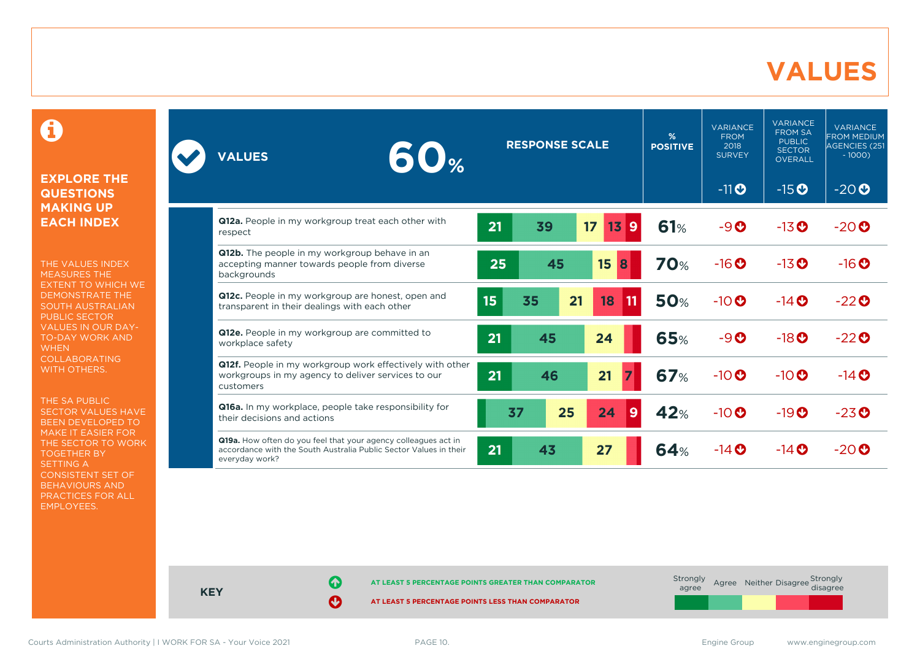# VALUES

## EXPLORE THE QUESTIONS MAKING UP EACH INDEX

THE VALUES INDEX MEASURES THE EXTENT TO WHICH WE DEMONSTRATE THE SOUTH AUSTRALIAN PUBLIC SECTOR VALUES IN OUR DAY-TO-DAY WORK AND WHEN COLLABORATING WITH OTHERS.

THE SA PUBLIC SECTOR VALUES HAVE BEEN DEVELOPED TO MAKE IT EASIER FOR THE SECTOR TO WORK TOGETHER BY SETTING A CONSISTENT SET OF BEHAVIOURS AND PRACTICES FOR ALL EMPLOYEES.

| VALUES 60% | RESPONSE SCALE | % POSITIVE | VARIANCE FROM 2018 SURVEY -11 | VARIANCE FROM SA PUBLIC SECTOR OVERALL -15 | VARIANCE FROM MEDIUM AGENCIES (251 - 1000) -20 |
|---|---|---|---|---|---|
| **Q12a.** People in my workgroup treat each other with respect | 21 39 17 13 9 | 61% | -9 | -13 | -20 |
| **Q12b.** The people in my workgroup behave in an accepting manner towards people from diverse backgrounds | 25 45 15 8 | 70% | -16 | -13 | -16 |
| **Q12c.** People in my workgroup are honest, open and transparent in their dealings with each other | 15 35 21 18 11 | 50% | -10 | -14 | -22 |
| **Q12e.** People in my workgroup are committed to workplace safety | 21 45 24 | 65% | -9 | -18 | -22 |
| **Q12f.** People in my workgroup work effectively with other workgroups in my agency to deliver services to our customers | 21 46 21 7 | 67% | -10 | -10 | -14 |
| **Q16a.** In my workplace, people take responsibility for their decisions and actions | 37 25 24 9 | 42% | -10 | -19 | -23 |
| **Q19a.** How often do you feel that your agency colleagues act in accordance with the South Australia Public Sector Values in their everyday work? | 21 43 27 | 64% | -14 | -14 | -20 |

**KEY**

AT LEAST 5 PERCENTAGE POINTS GREATER THAN COMPARATOR

AT LEAST 5 PERCENTAGE POINTS LESS THAN COMPARATOR

Strongly agree · Agree · Neither · Disagree · Strongly disagree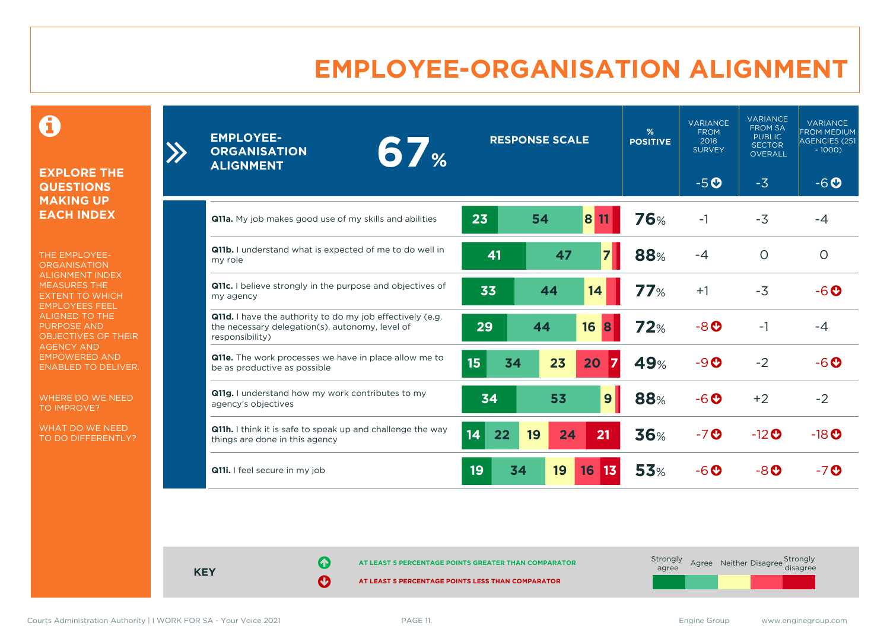# EMPLOYEE-ORGANISATION ALIGNMENT

**EXPLORE THE QUESTIONS MAKING UP EACH INDEX**

THE EMPLOYEE-ORGANISATION ALIGNMENT INDEX MEASURES THE EXTENT TO WHICH EMPLOYEES FEEL ALIGNED TO THE PURPOSE AND OBJECTIVES OF THEIR AGENCY AND EMPOWERED AND ENABLED TO DELIVER.

WHERE DO WE NEED TO IMPROVE?

WHAT DO WE NEED TO DO DIFFERENTLY?

**EMPLOYEE-ORGANISATION ALIGNMENT 67%**

| Question | Response scale (Strongly agree / Agree / Neither / Disagree / Strongly disagree) | % Positive | Variance from 2018 survey | Variance from SA Public Sector overall | Variance from medium agencies (251 - 1000) |
|---|---|---|---|---|---|
| **Overall index** | | 67% | -5 ↓ | -3 | -6 ↓ |
| **Q11a.** My job makes good use of my skills and abilities | 23 / 54 / 8 / 11 | 76% | -1 | -3 | -4 |
| **Q11b.** I understand what is expected of me to do well in my role | 41 / 47 / 7 | 88% | -4 | 0 | 0 |
| **Q11c.** I believe strongly in the purpose and objectives of my agency | 33 / 44 / 14 | 77% | +1 | -3 | -6 ↓ |
| **Q11d.** I have the authority to do my job effectively (e.g. the necessary delegation(s), autonomy, level of responsibility) | 29 / 44 / 16 / 8 | 72% | -8 ↓ | -1 | -4 |
| **Q11e.** The work processes we have in place allow me to be as productive as possible | 15 / 34 / 23 / 20 / 7 | 49% | -9 ↓ | -2 | -6 ↓ |
| **Q11g.** I understand how my work contributes to my agency's objectives | 34 / 53 / 9 | 88% | -6 ↓ | +2 | -2 |
| **Q11h.** I think it is safe to speak up and challenge the way things are done in this agency | 14 / 22 / 19 / 24 / 21 | 36% | -7 ↓ | -12 ↓ | -18 ↓ |
| **Q11i.** I feel secure in my job | 19 / 34 / 19 / 16 / 13 | 53% | -6 ↓ | -8 ↓ | -7 ↓ |

**KEY**

↑ AT LEAST 5 PERCENTAGE POINTS GREATER THAN COMPARATOR

↓ AT LEAST 5 PERCENTAGE POINTS LESS THAN COMPARATOR

Strongly agree | Agree | Neither | Disagree | Strongly disagree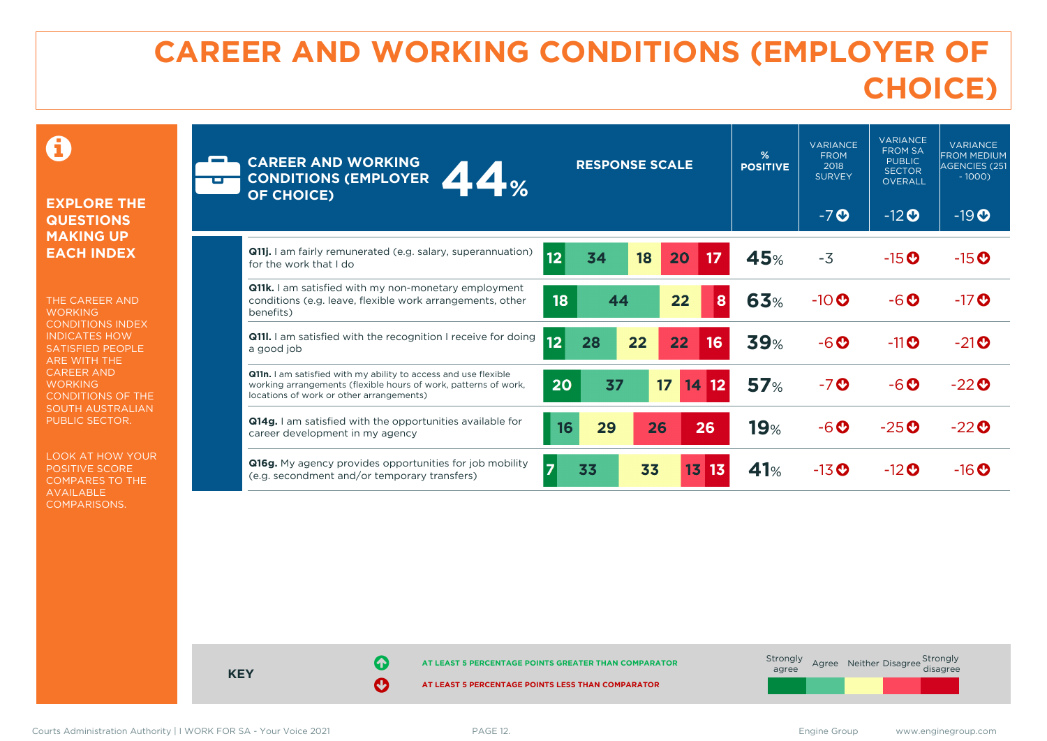# CAREER AND WORKING CONDITIONS (EMPLOYER OF CHOICE)

**EXPLORE THE QUESTIONS MAKING UP EACH INDEX**

THE CAREER AND WORKING CONDITIONS INDEX INDICATES HOW SATISFIED PEOPLE ARE WITH THE CAREER AND WORKING CONDITIONS OF THE SOUTH AUSTRALIAN PUBLIC SECTOR.

LOOK AT HOW YOUR POSITIVE SCORE COMPARES TO THE AVAILABLE COMPARISONS.

| CAREER AND WORKING CONDITIONS (EMPLOYER OF CHOICE) 44% | RESPONSE SCALE | % POSITIVE | VARIANCE FROM 2018 SURVEY | VARIANCE FROM SA PUBLIC SECTOR OVERALL | VARIANCE FROM MEDIUM AGENCIES (251 - 1000) |
|---|---|---|---|---|---|
| | | | -7 | -12 | -19 |
| **Q11j.** I am fairly remunerated (e.g. salary, superannuation) for the work that I do | 12 34 18 20 17 | 45% | -3 | -15 | -15 |
| **Q11k.** I am satisfied with my non-monetary employment conditions (e.g. leave, flexible work arrangements, other benefits) | 18 44 22 8 | 63% | -10 | -6 | -17 |
| **Q11l.** I am satisfied with the recognition I receive for doing a good job | 12 28 22 22 16 | 39% | -6 | -11 | -21 |
| **Q11n.** I am satisfied with my ability to access and use flexible working arrangements (flexible hours of work, patterns of work, locations of work or other arrangements) | 20 37 17 14 12 | 57% | -7 | -6 | -22 |
| **Q14g.** I am satisfied with the opportunities available for career development in my agency | 16 29 26 26 | 19% | -6 | -25 | -22 |
| **Q16g.** My agency provides opportunities for job mobility (e.g. secondment and/or temporary transfers) | 7 33 33 13 13 | 41% | -13 | -12 | -16 |

**KEY**

AT LEAST 5 PERCENTAGE POINTS GREATER THAN COMPARATOR

AT LEAST 5 PERCENTAGE POINTS LESS THAN COMPARATOR

Strongly agree | Agree | Neither | Disagree | Strongly disagree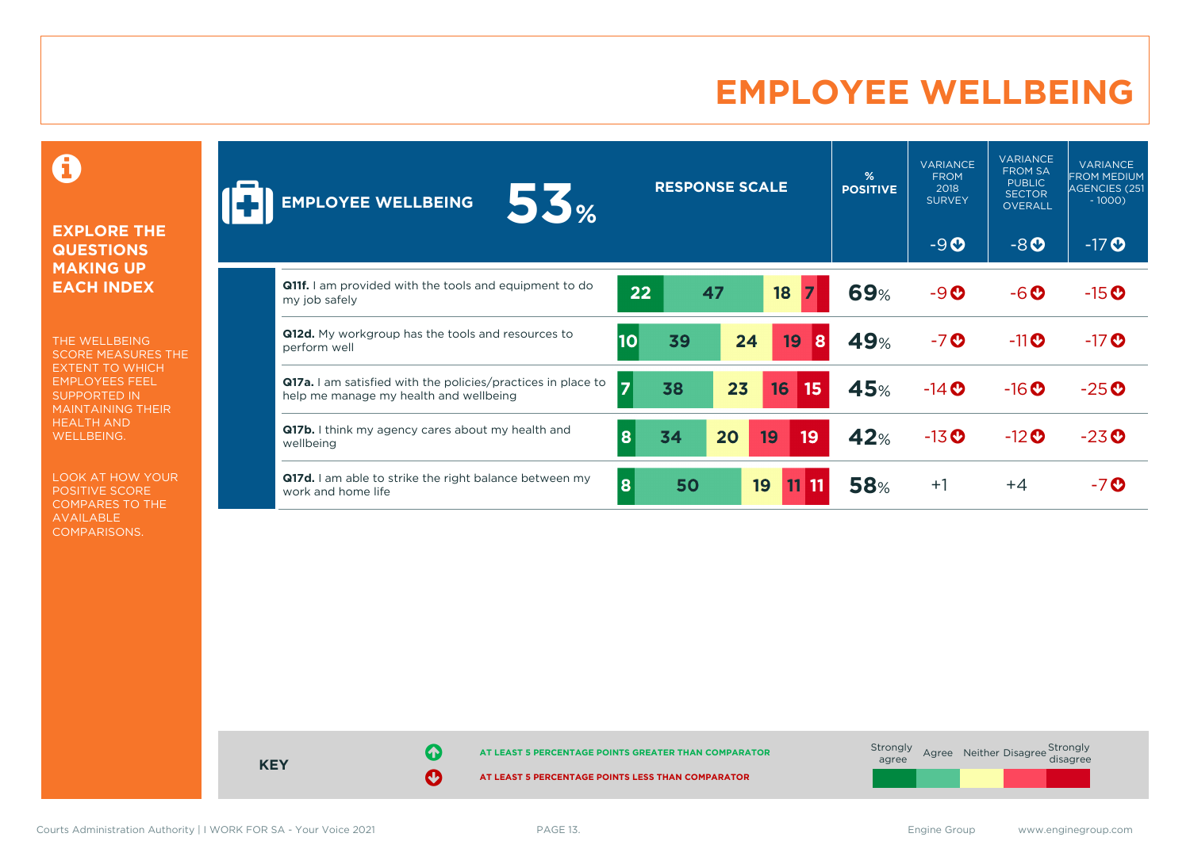# EMPLOYEE WELLBEING

**EXPLORE THE QUESTIONS MAKING UP EACH INDEX**

THE WELLBEING SCORE MEASURES THE EXTENT TO WHICH EMPLOYEES FEEL SUPPORTED IN MAINTAINING THEIR HEALTH AND WELLBEING.

LOOK AT HOW YOUR POSITIVE SCORE COMPARES TO THE AVAILABLE COMPARISONS.

| EMPLOYEE WELLBEING 53% | RESPONSE SCALE | % POSITIVE | VARIANCE FROM 2018 SURVEY | VARIANCE FROM SA PUBLIC SECTOR OVERALL | VARIANCE FROM MEDIUM AGENCIES (251 - 1000) |
|---|---|---|---|---|---|
| | | | -9 | -8 | -17 |
| **Q11f.** I am provided with the tools and equipment to do my job safely | 22 47 18 7 | 69% | -9 | -6 | -15 |
| **Q12d.** My workgroup has the tools and resources to perform well | 10 39 24 19 8 | 49% | -7 | -11 | -17 |
| **Q17a.** I am satisfied with the policies/practices in place to help me manage my health and wellbeing | 7 38 23 16 15 | 45% | -14 | -16 | -25 |
| **Q17b.** I think my agency cares about my health and wellbeing | 8 34 20 19 19 | 42% | -13 | -12 | -23 |
| **Q17d.** I am able to strike the right balance between my work and home life | 8 50 19 11 11 | 58% | +1 | +4 | -7 |

**KEY**

AT LEAST 5 PERCENTAGE POINTS GREATER THAN COMPARATOR

AT LEAST 5 PERCENTAGE POINTS LESS THAN COMPARATOR

Strongly agree | Agree | Neither | Disagree | Strongly disagree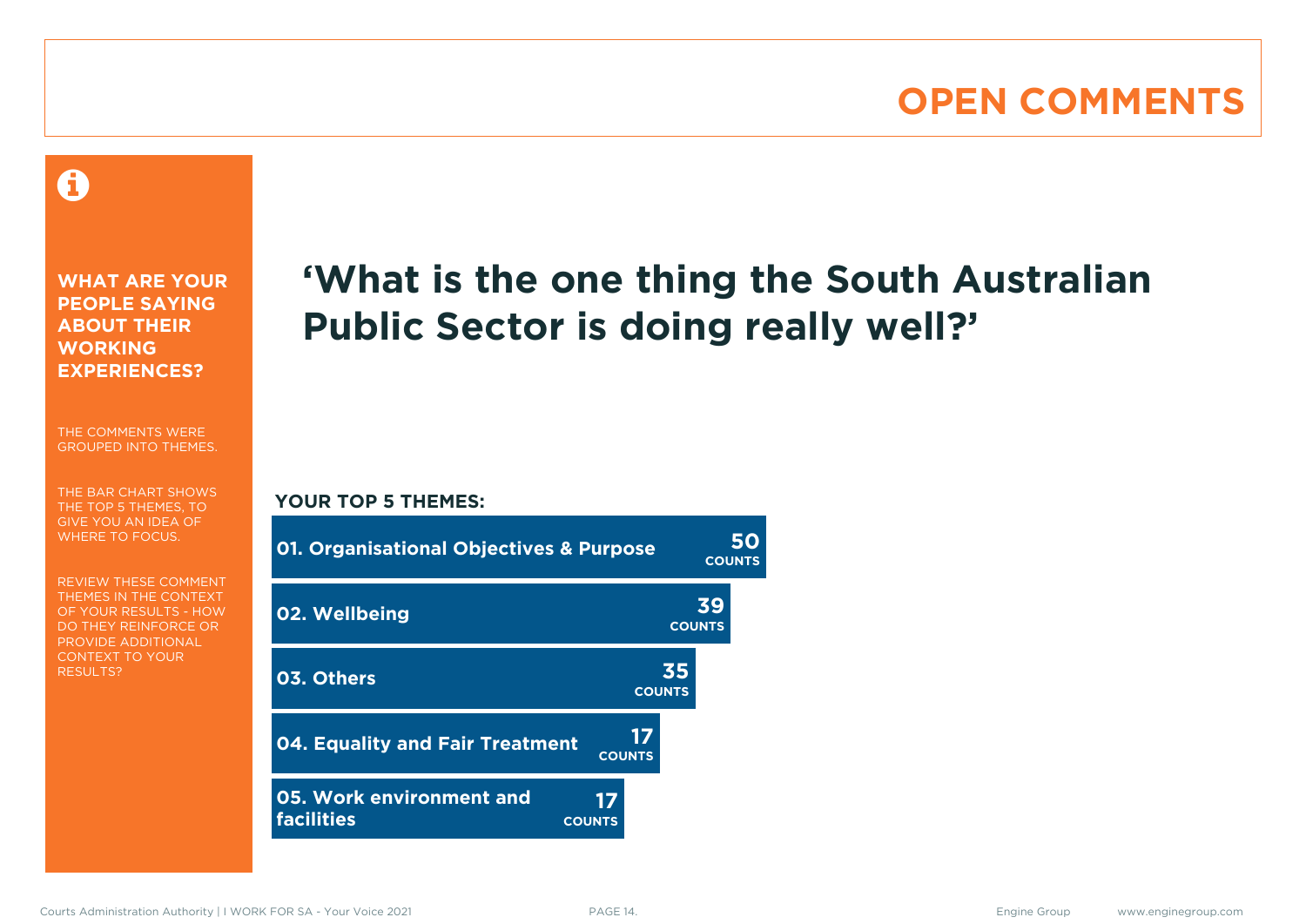# OPEN COMMENTS

**WHAT ARE YOUR PEOPLE SAYING ABOUT THEIR WORKING EXPERIENCES?**

THE COMMENTS WERE GROUPED INTO THEMES.

THE BAR CHART SHOWS THE TOP 5 THEMES, TO GIVE YOU AN IDEA OF WHERE TO FOCUS.

REVIEW THESE COMMENT THEMES IN THE CONTEXT OF YOUR RESULTS - HOW DO THEY REINFORCE OR PROVIDE ADDITIONAL CONTEXT TO YOUR RESULTS?

## 'What is the one thing the South Australian Public Sector is doing really well?'

**YOUR TOP 5 THEMES:**

01. Organisational Objectives & Purpose
50 COUNTS

02. Wellbeing
39 COUNTS

03. Others
35 COUNTS

04. Equality and Fair Treatment
17 COUNTS

05. Work environment and facilities
17 COUNTS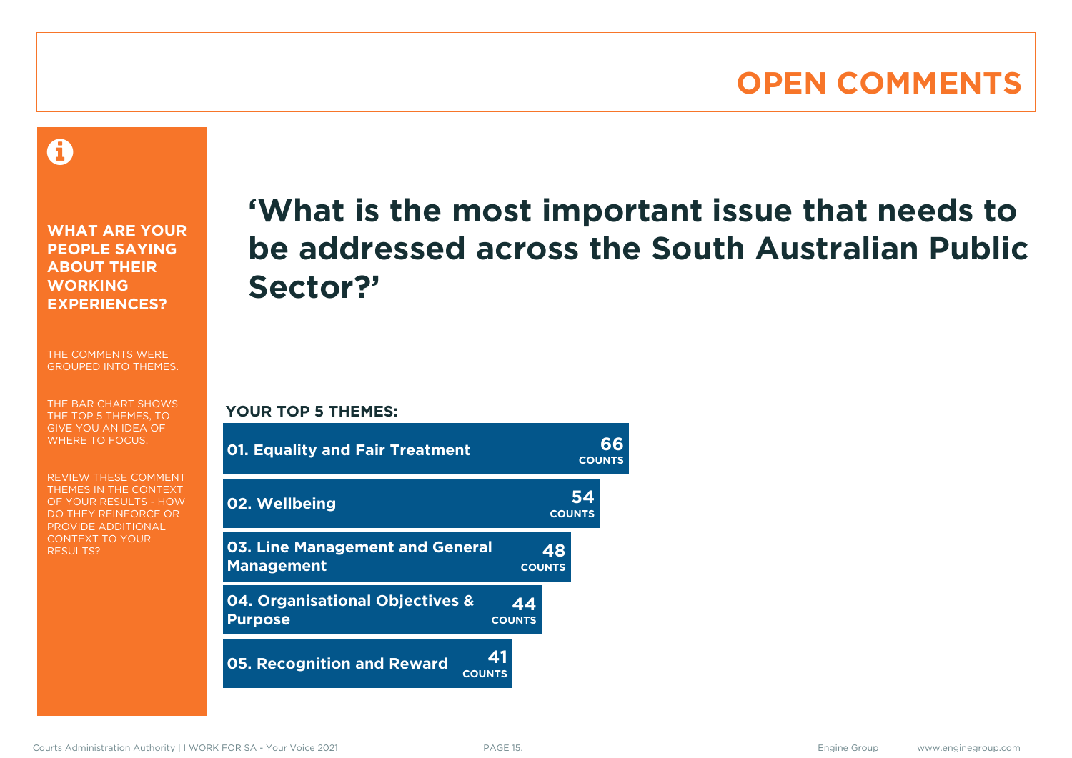# OPEN COMMENTS

**WHAT ARE YOUR PEOPLE SAYING ABOUT THEIR WORKING EXPERIENCES?**

THE COMMENTS WERE GROUPED INTO THEMES.

THE BAR CHART SHOWS THE TOP 5 THEMES, TO GIVE YOU AN IDEA OF WHERE TO FOCUS.

REVIEW THESE COMMENT THEMES IN THE CONTEXT OF YOUR RESULTS - HOW DO THEY REINFORCE OR PROVIDE ADDITIONAL CONTEXT TO YOUR RESULTS?

## ‘What is the most important issue that needs to be addressed across the South Australian Public Sector?’

**YOUR TOP 5 THEMES:**

01. Equality and Fair Treatment 66 COUNTS

02. Wellbeing 54 COUNTS

03. Line Management and General Management 48 COUNTS

04. Organisational Objectives & Purpose 44 COUNTS

05. Recognition and Reward 41 COUNTS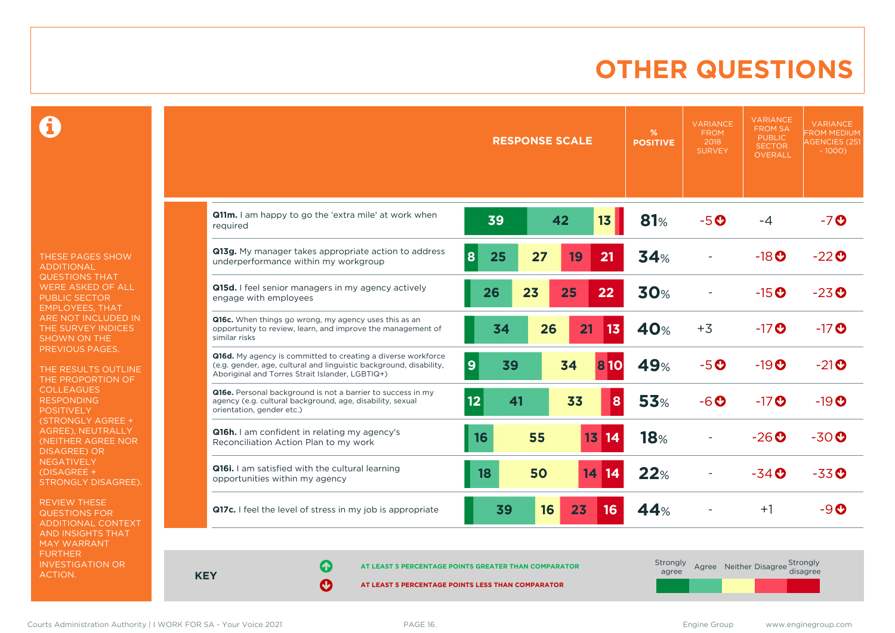# OTHER QUESTIONS

THESE PAGES SHOW ADDITIONAL QUESTIONS THAT WERE ASKED OF ALL PUBLIC SECTOR EMPLOYEES, THAT ARE NOT INCLUDED IN THE SURVEY INDICES SHOWN ON THE PREVIOUS PAGES.

THE RESULTS OUTLINE THE PROPORTION OF COLLEAGUES RESPONDING POSITIVELY (STRONGLY AGREE + AGREE), NEUTRALLY (NEITHER AGREE NOR DISAGREE) OR NEGATIVELY (DISAGREE + STRONGLY DISAGREE).

REVIEW THESE QUESTIONS FOR ADDITIONAL CONTEXT AND INSIGHTS THAT MAY WARRANT FURTHER INVESTIGATION OR ACTION.

| Question | Response scale | % Positive | Variance from 2018 survey | Variance from SA public sector overall | Variance from medium agencies (251 - 1000) |
| --- | --- | --- | --- | --- | --- |
| **Q11m.** I am happy to go the 'extra mile' at work when required | 39, 42, 13 | 81% | -5 ↓ | -4 | -7 ↓ |
| **Q13g.** My manager takes appropriate action to address underperformance within my workgroup | 8, 25, 27, 19, 21 | 34% | - | -18 ↓ | -22 ↓ |
| **Q15d.** I feel senior managers in my agency actively engage with employees | 26, 23, 25, 22 | 30% | - | -15 ↓ | -23 ↓ |
| **Q16c.** When things go wrong, my agency uses this as an opportunity to review, learn, and improve the management of similar risks | 34, 26, 21, 13 | 40% | +3 | -17 ↓ | -17 ↓ |
| **Q16d.** My agency is committed to creating a diverse workforce (e.g. gender, age, cultural and linguistic background, disability, Aboriginal and Torres Strait Islander, LGBTIQ+) | 9, 39, 34, 8, 10 | 49% | -5 ↓ | -19 ↓ | -21 ↓ |
| **Q16e.** Personal background is not a barrier to success in my agency (e.g. cultural background, age, disability, sexual orientation, gender etc.) | 12, 41, 33, 8 | 53% | -6 ↓ | -17 ↓ | -19 ↓ |
| **Q16h.** I am confident in relating my agency's Reconciliation Action Plan to my work | 16, 55, 13, 14 | 18% | - | -26 ↓ | -30 ↓ |
| **Q16i.** I am satisfied with the cultural learning opportunities within my agency | 18, 50, 14, 14 | 22% | - | -34 ↓ | -33 ↓ |
| **Q17c.** I feel the level of stress in my job is appropriate | 39, 16, 23, 16 | 44% | - | +1 | -9 ↓ |

**KEY**

↑ AT LEAST 5 PERCENTAGE POINTS GREATER THAN COMPARATOR

↓ AT LEAST 5 PERCENTAGE POINTS LESS THAN COMPARATOR

Strongly agree | Agree | Neither | Disagree | Strongly disagree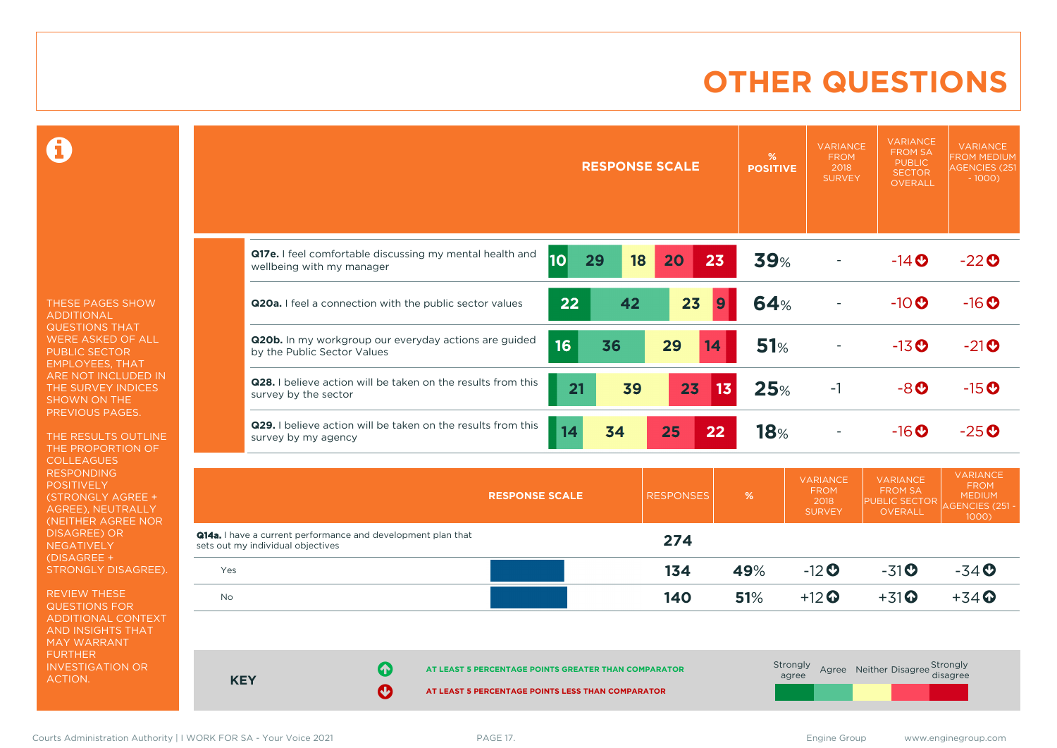# OTHER QUESTIONS

THESE PAGES SHOW ADDITIONAL QUESTIONS THAT WERE ASKED OF ALL PUBLIC SECTOR EMPLOYEES, THAT ARE NOT INCLUDED IN THE SURVEY INDICES SHOWN ON THE PREVIOUS PAGES.

THE RESULTS OUTLINE THE PROPORTION OF COLLEAGUES RESPONDING POSITIVELY (STRONGLY AGREE + AGREE), NEUTRALLY (NEITHER AGREE NOR DISAGREE) OR NEGATIVELY (DISAGREE + STRONGLY DISAGREE).

REVIEW THESE QUESTIONS FOR ADDITIONAL CONTEXT AND INSIGHTS THAT MAY WARRANT FURTHER INVESTIGATION OR ACTION.

| | RESPONSE SCALE | % POSITIVE | VARIANCE FROM 2018 SURVEY | VARIANCE FROM SA PUBLIC SECTOR OVERALL | VARIANCE FROM MEDIUM AGENCIES (251 - 1000) |
|---|---|---|---|---|---|
| **Q17e.** I feel comfortable discussing my mental health and wellbeing with my manager | 10 29 18 20 23 | 39% | - | -14 ↓ | -22 ↓ |
| **Q20a.** I feel a connection with the public sector values | 22 42 23 9 | 64% | - | -10 ↓ | -16 ↓ |
| **Q20b.** In my workgroup our everyday actions are guided by the Public Sector Values | 16 36 29 14 | 51% | - | -13 ↓ | -21 ↓ |
| **Q28.** I believe action will be taken on the results from this survey by the sector | 21 39 23 13 | 25% | -1 | -8 ↓ | -15 ↓ |
| **Q29.** I believe action will be taken on the results from this survey by my agency | 14 34 25 22 | 18% | - | -16 ↓ | -25 ↓ |

| RESPONSE SCALE | RESPONSES | % | VARIANCE FROM 2018 SURVEY | VARIANCE FROM SA PUBLIC SECTOR OVERALL | VARIANCE FROM MEDIUM AGENCIES (251 - 1000) |
|---|---|---|---|---|---|
| **Q14a.** I have a current performance and development plan that sets out my individual objectives | 274 | | | | |
| Yes | 134 | 49% | -12 ↓ | -31 ↓ | -34 ↓ |
| No | 140 | 51% | +12 ↑ | +31 ↑ | +34 ↑ |

**KEY**

↑ AT LEAST 5 PERCENTAGE POINTS GREATER THAN COMPARATOR

↓ AT LEAST 5 PERCENTAGE POINTS LESS THAN COMPARATOR

Strongly agree | Agree | Neither | Disagree | Strongly disagree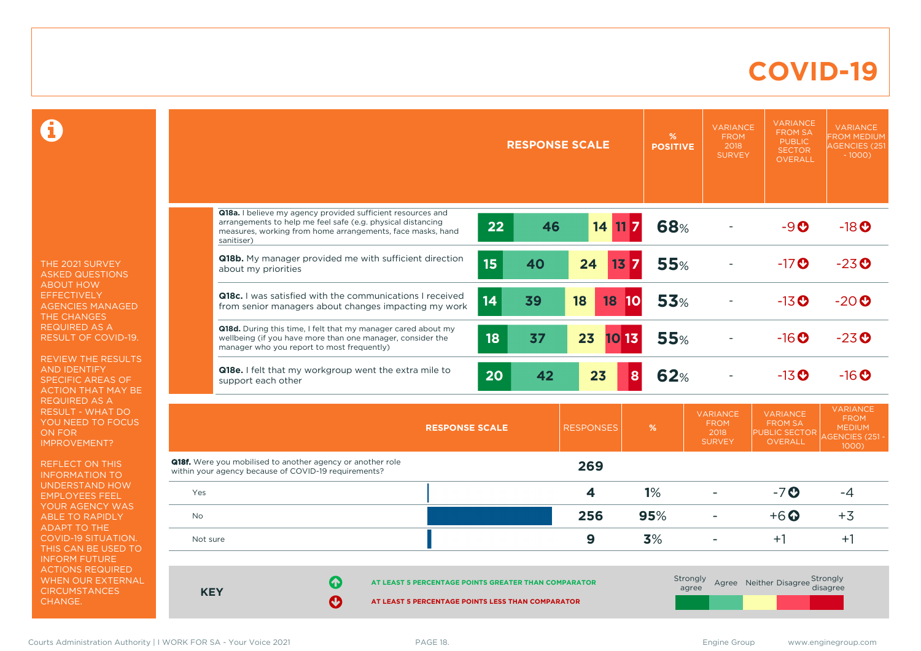# COVID-19

THE 2021 SURVEY ASKED QUESTIONS ABOUT HOW EFFECTIVELY AGENCIES MANAGED THE CHANGES REQUIRED AS A RESULT OF COVID-19.

REVIEW THE RESULTS AND IDENTIFY SPECIFIC AREAS OF ACTION THAT MAY BE REQUIRED AS A RESULT - WHAT DO YOU NEED TO FOCUS ON FOR IMPROVEMENT?

REFLECT ON THIS INFORMATION TO UNDERSTAND HOW EMPLOYEES FEEL YOUR AGENCY WAS ABLE TO RAPIDLY ADAPT TO THE COVID-19 SITUATION. THIS CAN BE USED TO INFORM FUTURE ACTIONS REQUIRED WHEN OUR EXTERNAL CIRCUMSTANCES CHANGE.

| | RESPONSE SCALE | % POSITIVE | VARIANCE FROM 2018 SURVEY | VARIANCE FROM SA PUBLIC SECTOR OVERALL | VARIANCE FROM MEDIUM AGENCIES (251 - 1000) |
|---|---|---|---|---|---|
| **Q18a.** I believe my agency provided sufficient resources and arrangements to help me feel safe (e.g. physical distancing measures, working from home arrangements, face masks, hand sanitiser) | 22 46 14 11 7 | 68% | - | -9 | -18 |
| **Q18b.** My manager provided me with sufficient direction about my priorities | 15 40 24 13 7 | 55% | - | -17 | -23 |
| **Q18c.** I was satisfied with the communications I received from senior managers about changes impacting my work | 14 39 18 18 10 | 53% | - | -13 | -20 |
| **Q18d.** During this time, I felt that my manager cared about my wellbeing (if you have more than one manager, consider the manager who you report to most frequently) | 18 37 23 10 13 | 55% | - | -16 | -23 |
| **Q18e.** I felt that my workgroup went the extra mile to support each other | 20 42 23 8 | 62% | - | -13 | -16 |

| RESPONSE SCALE | RESPONSES | % | VARIANCE FROM 2018 SURVEY | VARIANCE FROM SA PUBLIC SECTOR OVERALL | VARIANCE FROM MEDIUM AGENCIES (251 - 1000) |
|---|---|---|---|---|---|
| **Q18f.** Were you mobilised to another agency or another role within your agency because of COVID-19 requirements? | 269 | | | | |
| Yes | 4 | 1% | - | -7 | -4 |
| No | 256 | 95% | - | +6 | +3 |
| Not sure | 9 | 3% | - | +1 | +1 |

**KEY**

AT LEAST 5 PERCENTAGE POINTS GREATER THAN COMPARATOR

AT LEAST 5 PERCENTAGE POINTS LESS THAN COMPARATOR

Strongly agree | Agree | Neither | Disagree | Strongly disagree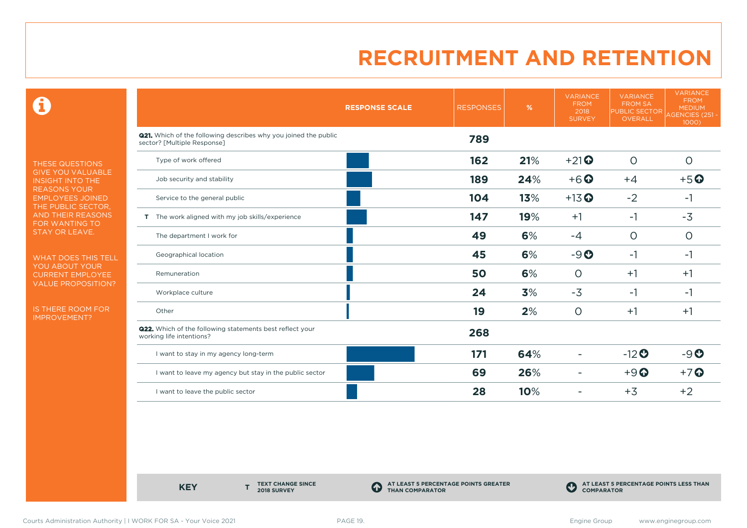# RECRUITMENT AND RETENTION

THESE QUESTIONS GIVE YOU VALUABLE INSIGHT INTO THE REASONS YOUR EMPLOYEES JOINED THE PUBLIC SECTOR, AND THEIR REASONS FOR WANTING TO STAY OR LEAVE.

WHAT DOES THIS TELL YOU ABOUT YOUR CURRENT EMPLOYEE VALUE PROPOSITION?

IS THERE ROOM FOR IMPROVEMENT?

| | RESPONSE SCALE | RESPONSES | % | VARIANCE FROM 2018 SURVEY | VARIANCE FROM SA PUBLIC SECTOR OVERALL | VARIANCE FROM MEDIUM AGENCIES (251 - 1000) |
|---|---|---|---|---|---|---|
| **Q21.** Which of the following describes why you joined the public sector? [Multiple Response] | | **789** | | | | |
| Type of work offered | | **162** | **21**% | +21 ⬆ | 0 | 0 |
| Job security and stability | | **189** | **24**% | +6 ⬆ | +4 | +5 ⬆ |
| Service to the general public | | **104** | **13**% | +13 ⬆ | -2 | -1 |
| T The work aligned with my job skills/experience | | **147** | **19**% | +1 | -1 | -3 |
| The department I work for | | **49** | **6**% | -4 | 0 | 0 |
| Geographical location | | **45** | **6**% | -9 ⬇ | -1 | -1 |
| Remuneration | | **50** | **6**% | 0 | +1 | +1 |
| Workplace culture | | **24** | **3**% | -3 | -1 | -1 |
| Other | | **19** | **2**% | 0 | +1 | +1 |
| **Q22.** Which of the following statements best reflect your working life intentions? | | **268** | | | | |
| I want to stay in my agency long-term | | **171** | **64**% | - | -12 ⬇ | -9 ⬇ |
| I want to leave my agency but stay in the public sector | | **69** | **26**% | - | +9 ⬆ | +7 ⬆ |
| I want to leave the public sector | | **28** | **10**% | - | +3 | +2 |

**KEY**

**T** TEXT CHANGE SINCE 2018 SURVEY

⬆ AT LEAST 5 PERCENTAGE POINTS GREATER THAN COMPARATOR

⬇ AT LEAST 5 PERCENTAGE POINTS LESS THAN COMPARATOR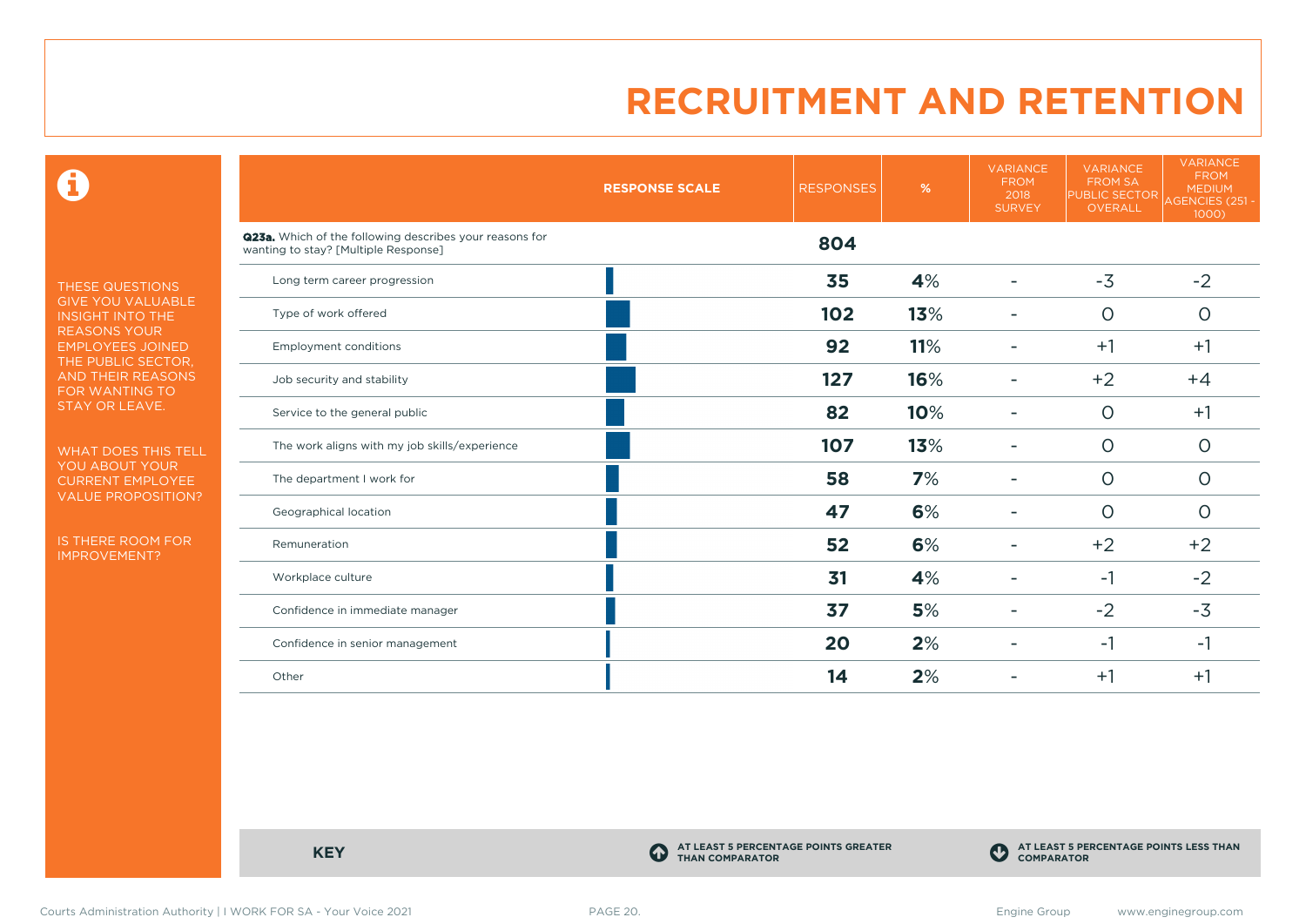# RECRUITMENT AND RETENTION

THESE QUESTIONS GIVE YOU VALUABLE INSIGHT INTO THE REASONS YOUR EMPLOYEES JOINED THE PUBLIC SECTOR, AND THEIR REASONS FOR WANTING TO STAY OR LEAVE.

WHAT DOES THIS TELL YOU ABOUT YOUR CURRENT EMPLOYEE VALUE PROPOSITION?

IS THERE ROOM FOR IMPROVEMENT?

| | RESPONSE SCALE | RESPONSES | % | VARIANCE FROM 2018 SURVEY | VARIANCE FROM SA PUBLIC SECTOR OVERALL | VARIANCE FROM MEDIUM AGENCIES (251 - 1000) |
|---|---|---|---|---|---|---|
| **Q23a.** Which of the following describes your reasons for wanting to stay? [Multiple Response] | | **804** | | | | |
| Long term career progression | | **35** | **4%** | - | -3 | -2 |
| Type of work offered | | **102** | **13%** | - | 0 | 0 |
| Employment conditions | | **92** | **11%** | - | +1 | +1 |
| Job security and stability | | **127** | **16%** | - | +2 | +4 |
| Service to the general public | | **82** | **10%** | - | 0 | +1 |
| The work aligns with my job skills/experience | | **107** | **13%** | - | 0 | 0 |
| The department I work for | | **58** | **7%** | - | 0 | 0 |
| Geographical location | | **47** | **6%** | - | 0 | 0 |
| Remuneration | | **52** | **6%** | - | +2 | +2 |
| Workplace culture | | **31** | **4%** | - | -1 | -2 |
| Confidence in immediate manager | | **37** | **5%** | - | -2 | -3 |
| Confidence in senior management | | **20** | **2%** | - | -1 | -1 |
| Other | | **14** | **2%** | - | +1 | +1 |

**KEY**

AT LEAST 5 PERCENTAGE POINTS GREATER THAN COMPARATOR

AT LEAST 5 PERCENTAGE POINTS LESS THAN COMPARATOR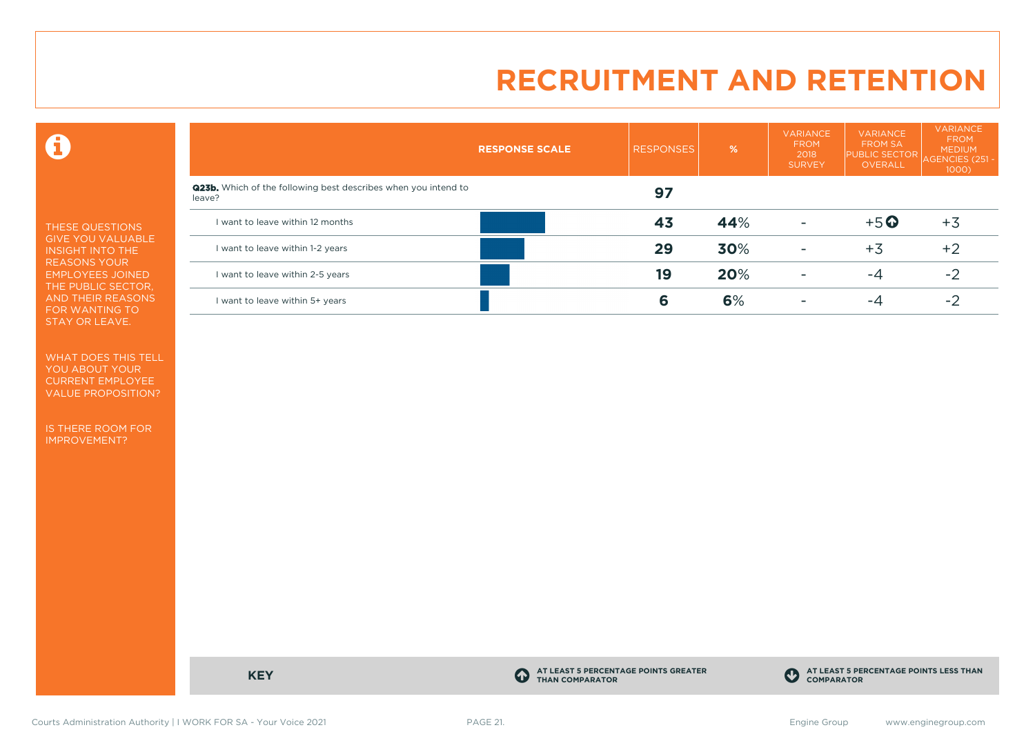# RECRUITMENT AND RETENTION

THESE QUESTIONS GIVE YOU VALUABLE INSIGHT INTO THE REASONS YOUR EMPLOYEES JOINED THE PUBLIC SECTOR, AND THEIR REASONS FOR WANTING TO STAY OR LEAVE.

WHAT DOES THIS TELL YOU ABOUT YOUR CURRENT EMPLOYEE VALUE PROPOSITION?

IS THERE ROOM FOR IMPROVEMENT?

| RESPONSE SCALE | RESPONSES | % | VARIANCE FROM 2018 SURVEY | VARIANCE FROM SA PUBLIC SECTOR OVERALL | VARIANCE FROM MEDIUM AGENCIES (251 - 1000) |
|---|---|---|---|---|---|
| **Q23b.** Which of the following best describes when you intend to leave? | **97** | | | | |
| I want to leave within 12 months | **43** | **44**% | - | +5 ⬆ | +3 |
| I want to leave within 1-2 years | **29** | **30**% | - | +3 | +2 |
| I want to leave within 2-5 years | **19** | **20**% | - | -4 | -2 |
| I want to leave within 5+ years | **6** | **6**% | - | -4 | -2 |

**KEY**

⬆ AT LEAST 5 PERCENTAGE POINTS GREATER THAN COMPARATOR

⬇ AT LEAST 5 PERCENTAGE POINTS LESS THAN COMPARATOR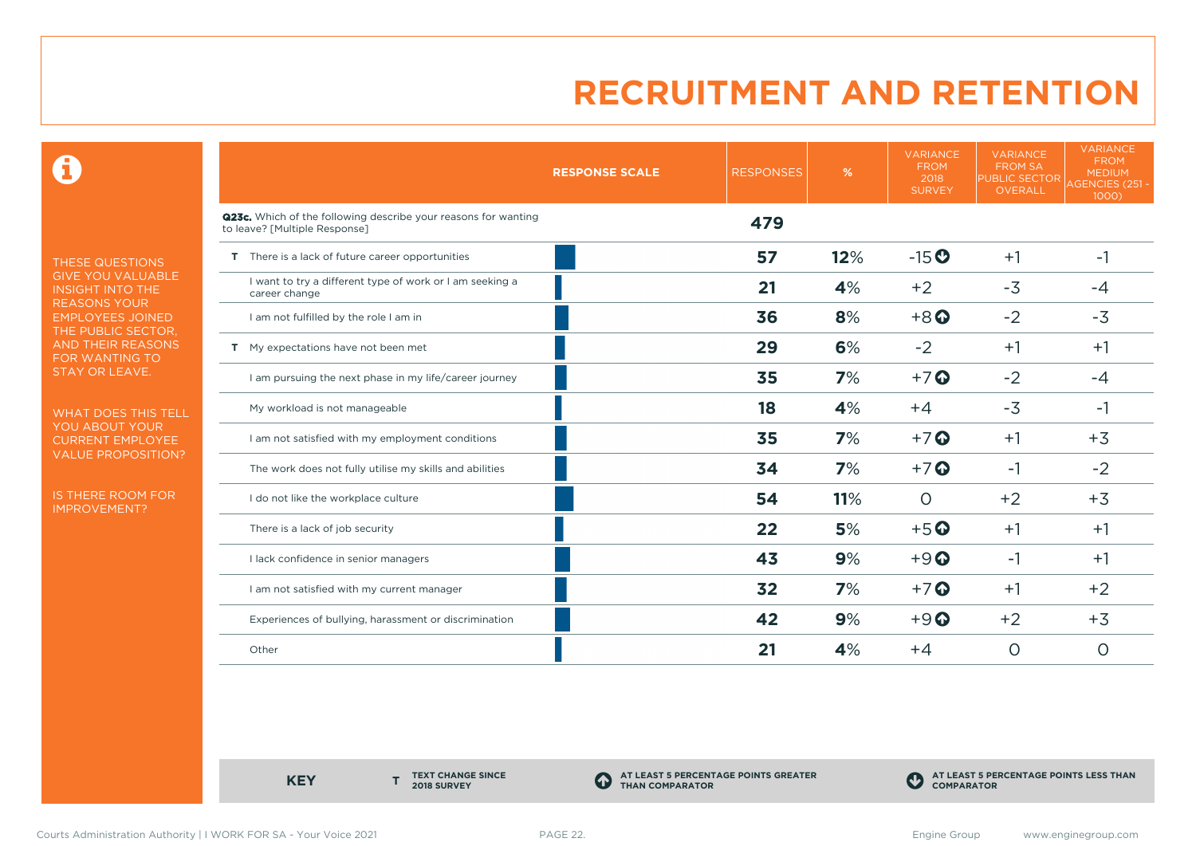# RECRUITMENT AND RETENTION

THESE QUESTIONS GIVE YOU VALUABLE INSIGHT INTO THE REASONS YOUR EMPLOYEES JOINED THE PUBLIC SECTOR, AND THEIR REASONS FOR WANTING TO STAY OR LEAVE.

WHAT DOES THIS TELL YOU ABOUT YOUR CURRENT EMPLOYEE VALUE PROPOSITION?

IS THERE ROOM FOR IMPROVEMENT?

| | RESPONSE SCALE | RESPONSES | % | VARIANCE FROM 2018 SURVEY | VARIANCE FROM SA PUBLIC SECTOR OVERALL | VARIANCE FROM MEDIUM AGENCIES (251 - 1000) |
|---|---|---|---|---|---|---|
| **Q23c.** Which of the following describe your reasons for wanting to leave? [Multiple Response] | | **479** | | | | |
| T There is a lack of future career opportunities | | **57** | **12%** | -15 ↓ | +1 | -1 |
| I want to try a different type of work or I am seeking a career change | | **21** | **4%** | +2 | -3 | -4 |
| I am not fulfilled by the role I am in | | **36** | **8%** | +8 ↑ | -2 | -3 |
| T My expectations have not been met | | **29** | **6%** | -2 | +1 | +1 |
| I am pursuing the next phase in my life/career journey | | **35** | **7%** | +7 ↑ | -2 | -4 |
| My workload is not manageable | | **18** | **4%** | +4 | -3 | -1 |
| I am not satisfied with my employment conditions | | **35** | **7%** | +7 ↑ | +1 | +3 |
| The work does not fully utilise my skills and abilities | | **34** | **7%** | +7 ↑ | -1 | -2 |
| I do not like the workplace culture | | **54** | **11%** | 0 | +2 | +3 |
| There is a lack of job security | | **22** | **5%** | +5 ↑ | +1 | +1 |
| I lack confidence in senior managers | | **43** | **9%** | +9 ↑ | -1 | +1 |
| I am not satisfied with my current manager | | **32** | **7%** | +7 ↑ | +1 | +2 |
| Experiences of bullying, harassment or discrimination | | **42** | **9%** | +9 ↑ | +2 | +3 |
| Other | | **21** | **4%** | +4 | 0 | 0 |

**KEY**

**T** TEXT CHANGE SINCE 2018 SURVEY

↑ AT LEAST 5 PERCENTAGE POINTS GREATER THAN COMPARATOR

↓ AT LEAST 5 PERCENTAGE POINTS LESS THAN COMPARATOR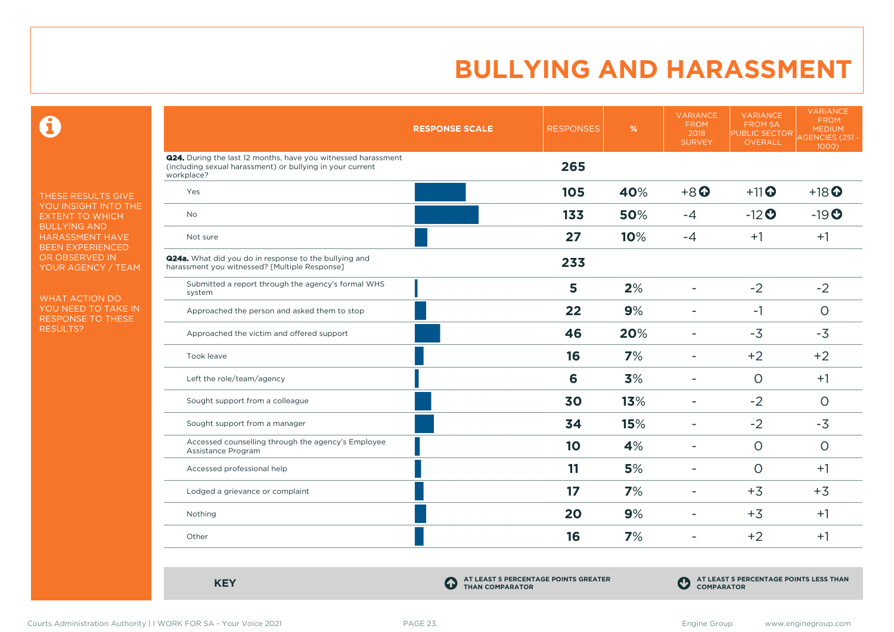# BULLYING AND HARASSMENT

THESE RESULTS GIVE YOU INSIGHT INTO THE EXTENT TO WHICH BULLYING AND HARASSMENT HAVE BEEN EXPERIENCED OR OBSERVED IN YOUR AGENCY / TEAM.

WHAT ACTION DO YOU NEED TO TAKE IN RESPONSE TO THESE RESULTS?

| | RESPONSES | % | VARIANCE FROM 2018 SURVEY | VARIANCE FROM SA PUBLIC SECTOR OVERALL | VARIANCE FROM MEDIUM AGENCIES (251 - 1000) |
|---|---|---|---|---|---|
| **Q24.** During the last 12 months, have you witnessed harassment (including sexual harassment) or bullying in your current workplace? | **265** | | | | |
| Yes | **105** | **40%** | +8 ⬆ | +11 ⬆ | +18 ⬆ |
| No | **133** | **50%** | -4 | -12 ⬇ | -19 ⬇ |
| Not sure | **27** | **10%** | -4 | +1 | +1 |
| **Q24a.** What did you do in response to the bullying and harassment you witnessed? [Multiple Response] | **233** | | | | |
| Submitted a report through the agency's formal WHS system | **5** | **2%** | - | -2 | -2 |
| Approached the person and asked them to stop | **22** | **9%** | - | -1 | 0 |
| Approached the victim and offered support | **46** | **20%** | - | -3 | -3 |
| Took leave | **16** | **7%** | - | +2 | +2 |
| Left the role/team/agency | **6** | **3%** | - | 0 | +1 |
| Sought support from a colleague | **30** | **13%** | - | -2 | 0 |
| Sought support from a manager | **34** | **15%** | - | -2 | -3 |
| Accessed counselling through the agency's Employee Assistance Program | **10** | **4%** | - | 0 | 0 |
| Accessed professional help | **11** | **5%** | - | 0 | +1 |
| Lodged a grievance or complaint | **17** | **7%** | - | +3 | +3 |
| Nothing | **20** | **9%** | - | +3 | +1 |
| Other | **16** | **7%** | - | +2 | +1 |

**KEY**

⬆ AT LEAST 5 PERCENTAGE POINTS GREATER THAN COMPARATOR

⬇ AT LEAST 5 PERCENTAGE POINTS LESS THAN COMPARATOR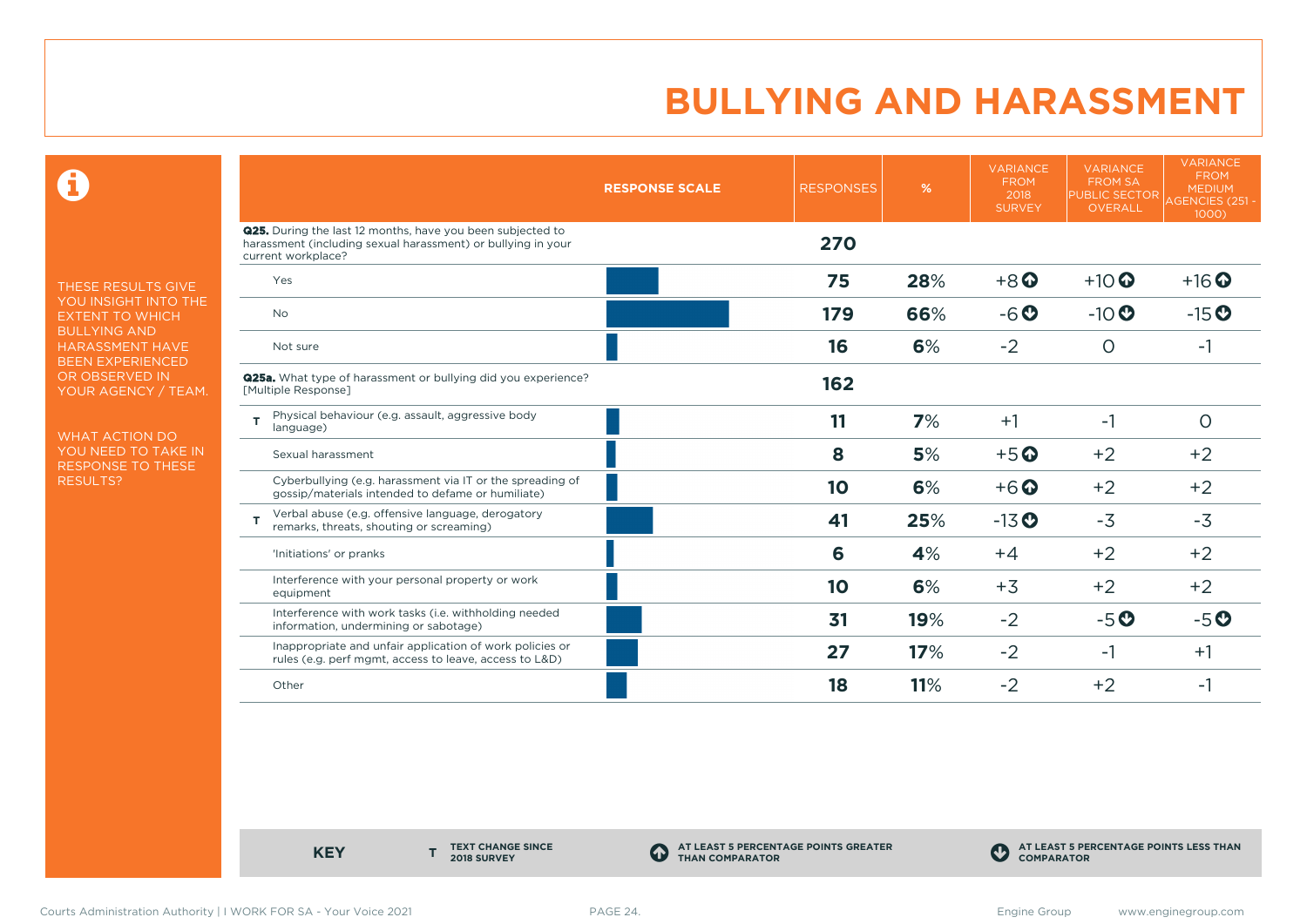# BULLYING AND HARASSMENT

THESE RESULTS GIVE YOU INSIGHT INTO THE EXTENT TO WHICH BULLYING AND HARASSMENT HAVE BEEN EXPERIENCED OR OBSERVED IN YOUR AGENCY / TEAM.

WHAT ACTION DO YOU NEED TO TAKE IN RESPONSE TO THESE RESULTS?

| | RESPONSE SCALE | RESPONSES | % | VARIANCE FROM 2018 SURVEY | VARIANCE FROM SA PUBLIC SECTOR OVERALL | VARIANCE FROM MEDIUM AGENCIES (251 - 1000) |
|---|---|---|---|---|---|---|
| **Q25.** During the last 12 months, have you been subjected to harassment (including sexual harassment) or bullying in your current workplace? | | **270** | | | | |
| Yes | | **75** | **28**% | +8 ⬆ | +10 ⬆ | +16 ⬆ |
| No | | **179** | **66**% | -6 ⬇ | -10 ⬇ | -15 ⬇ |
| Not sure | | **16** | **6**% | -2 | 0 | -1 |
| **Q25a.** What type of harassment or bullying did you experience? [Multiple Response] | | **162** | | | | |
| T Physical behaviour (e.g. assault, aggressive body language) | | **11** | **7**% | +1 | -1 | 0 |
| Sexual harassment | | **8** | **5**% | +5 ⬆ | +2 | +2 |
| Cyberbullying (e.g. harassment via IT or the spreading of gossip/materials intended to defame or humiliate) | | **10** | **6**% | +6 ⬆ | +2 | +2 |
| T Verbal abuse (e.g. offensive language, derogatory remarks, threats, shouting or screaming) | | **41** | **25**% | -13 ⬇ | -3 | -3 |
| 'Initiations' or pranks | | **6** | **4**% | +4 | +2 | +2 |
| Interference with your personal property or work equipment | | **10** | **6**% | +3 | +2 | +2 |
| Interference with work tasks (i.e. withholding needed information, undermining or sabotage) | | **31** | **19**% | -2 | -5 ⬇ | -5 ⬇ |
| Inappropriate and unfair application of work policies or rules (e.g. perf mgmt, access to leave, access to L&D) | | **27** | **17**% | -2 | -1 | +1 |
| Other | | **18** | **11**% | -2 | +2 | -1 |

**KEY** — **T** TEXT CHANGE SINCE 2018 SURVEY — ⬆ AT LEAST 5 PERCENTAGE POINTS GREATER THAN COMPARATOR — ⬇ AT LEAST 5 PERCENTAGE POINTS LESS THAN COMPARATOR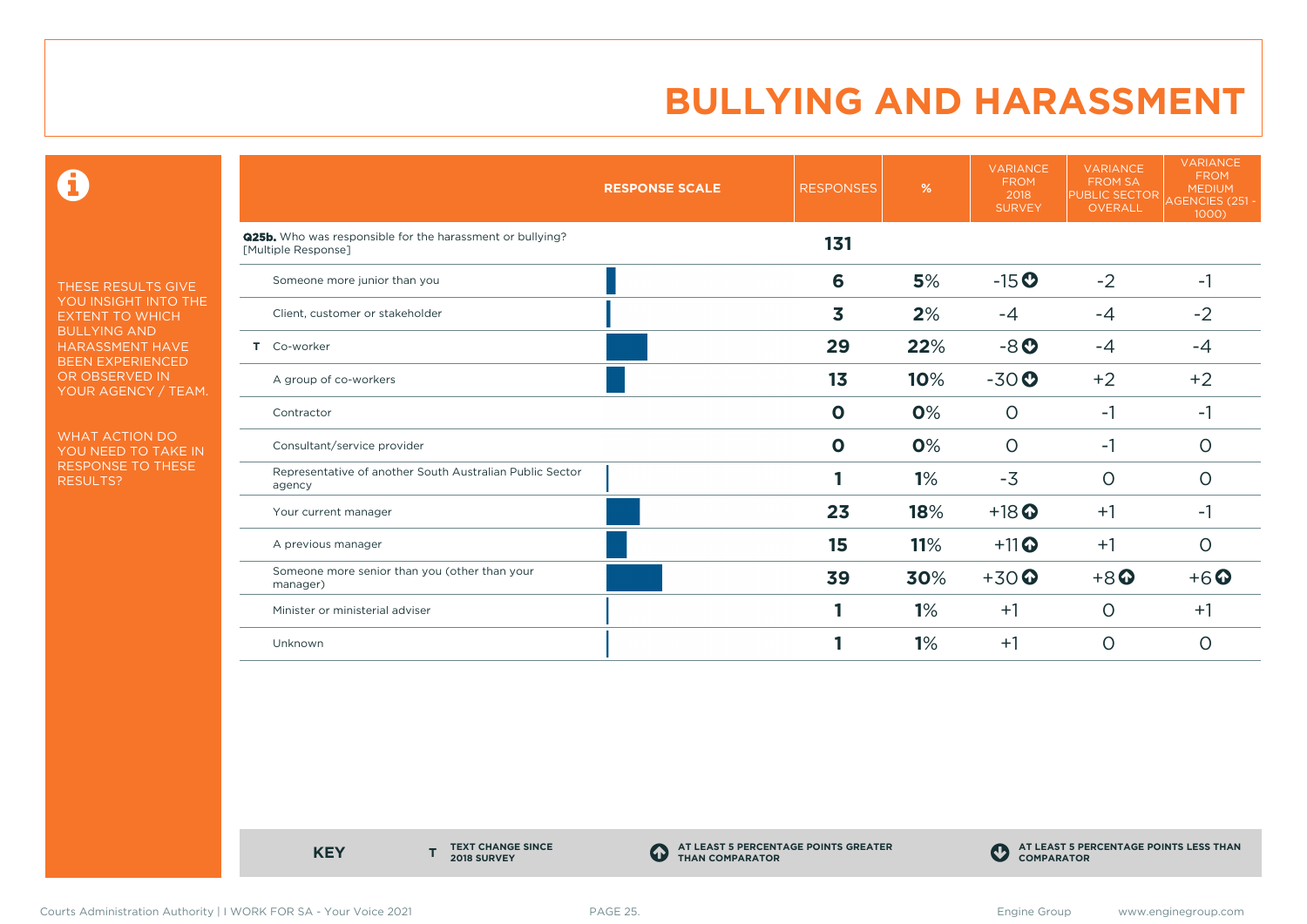# BULLYING AND HARASSMENT

THESE RESULTS GIVE YOU INSIGHT INTO THE EXTENT TO WHICH BULLYING AND HARASSMENT HAVE BEEN EXPERIENCED OR OBSERVED IN YOUR AGENCY / TEAM.

WHAT ACTION DO YOU NEED TO TAKE IN RESPONSE TO THESE RESULTS?

| | RESPONSE SCALE | RESPONSES | % | VARIANCE FROM 2018 SURVEY | VARIANCE FROM SA PUBLIC SECTOR OVERALL | VARIANCE FROM MEDIUM AGENCIES (251 - 1000) |
|---|---|---|---|---|---|---|
| **Q25b.** Who was responsible for the harassment or bullying? [Multiple Response] | | **131** | | | | |
| Someone more junior than you | | **6** | **5**% | -15 ⬇ | -2 | -1 |
| Client, customer or stakeholder | | **3** | **2**% | -4 | -4 | -2 |
| T Co-worker | | **29** | **22**% | -8 ⬇ | -4 | -4 |
| A group of co-workers | | **13** | **10**% | -30 ⬇ | +2 | +2 |
| Contractor | | **0** | **0**% | 0 | -1 | -1 |
| Consultant/service provider | | **0** | **0**% | 0 | -1 | 0 |
| Representative of another South Australian Public Sector agency | | **1** | **1**% | -3 | 0 | 0 |
| Your current manager | | **23** | **18**% | +18 ⬆ | +1 | -1 |
| A previous manager | | **15** | **11**% | +11 ⬆ | +1 | 0 |
| Someone more senior than you (other than your manager) | | **39** | **30**% | +30 ⬆ | +8 ⬆ | +6 ⬆ |
| Minister or ministerial adviser | | **1** | **1**% | +1 | 0 | +1 |
| Unknown | | **1** | **1**% | +1 | 0 | 0 |

**KEY** **T** **TEXT CHANGE SINCE 2018 SURVEY** ⬆ **AT LEAST 5 PERCENTAGE POINTS GREATER THAN COMPARATOR** ⬇ **AT LEAST 5 PERCENTAGE POINTS LESS THAN COMPARATOR**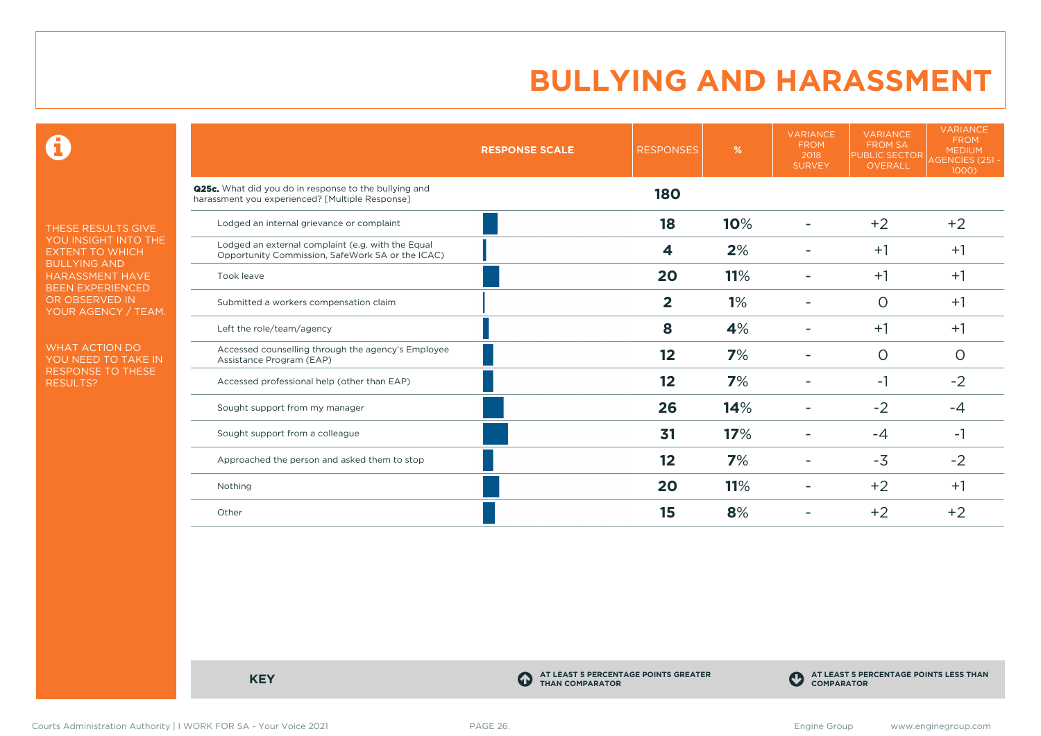# BULLYING AND HARASSMENT

THESE RESULTS GIVE YOU INSIGHT INTO THE EXTENT TO WHICH BULLYING AND HARASSMENT HAVE BEEN EXPERIENCED OR OBSERVED IN YOUR AGENCY / TEAM.

WHAT ACTION DO YOU NEED TO TAKE IN RESPONSE TO THESE RESULTS?

| | RESPONSE SCALE | RESPONSES | % | VARIANCE FROM 2018 SURVEY | VARIANCE FROM SA PUBLIC SECTOR OVERALL | VARIANCE FROM MEDIUM AGENCIES (251 - 1000) |
|---|---|---|---|---|---|---|
| **Q25c.** What did you do in response to the bullying and harassment you experienced? [Multiple Response] | | **180** | | | | |
| Lodged an internal grievance or complaint | | **18** | **10**% | - | +2 | +2 |
| Lodged an external complaint (e.g. with the Equal Opportunity Commission, SafeWork SA or the ICAC) | | **4** | **2**% | - | +1 | +1 |
| Took leave | | **20** | **11**% | - | +1 | +1 |
| Submitted a workers compensation claim | | **2** | **1**% | - | 0 | +1 |
| Left the role/team/agency | | **8** | **4**% | - | +1 | +1 |
| Accessed counselling through the agency's Employee Assistance Program (EAP) | | **12** | **7**% | - | 0 | 0 |
| Accessed professional help (other than EAP) | | **12** | **7**% | - | -1 | -2 |
| Sought support from my manager | | **26** | **14**% | - | -2 | -4 |
| Sought support from a colleague | | **31** | **17**% | - | -4 | -1 |
| Approached the person and asked them to stop | | **12** | **7**% | - | -3 | -2 |
| Nothing | | **20** | **11**% | - | +2 | +1 |
| Other | | **15** | **8**% | - | +2 | +2 |

**KEY**

AT LEAST 5 PERCENTAGE POINTS GREATER THAN COMPARATOR

AT LEAST 5 PERCENTAGE POINTS LESS THAN COMPARATOR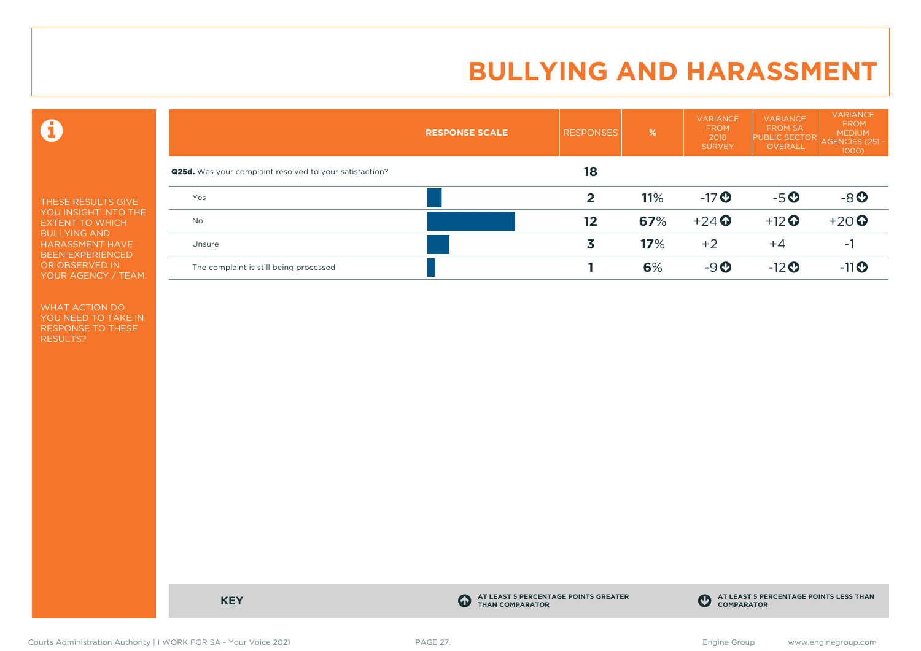# BULLYING AND HARASSMENT

THESE RESULTS GIVE YOU INSIGHT INTO THE EXTENT TO WHICH BULLYING AND HARASSMENT HAVE BEEN EXPERIENCED OR OBSERVED IN YOUR AGENCY / TEAM.

WHAT ACTION DO YOU NEED TO TAKE IN RESPONSE TO THESE RESULTS?

| RESPONSE SCALE | RESPONSES | % | VARIANCE FROM 2018 SURVEY | VARIANCE FROM SA PUBLIC SECTOR OVERALL | VARIANCE FROM MEDIUM AGENCIES (251 - 1000) |
|---|---|---|---|---|---|
| **Q25d.** Was your complaint resolved to your satisfaction? | **18** | | | | |
| Yes | **2** | **11**% | -17 ↓ | -5 ↓ | -8 ↓ |
| No | **12** | **67**% | +24 ↑ | +12 ↑ | +20 ↑ |
| Unsure | **3** | **17**% | +2 | +4 | -1 |
| The complaint is still being processed | **1** | **6**% | -9 ↓ | -12 ↓ | -11 ↓ |

**KEY**

↑ AT LEAST 5 PERCENTAGE POINTS GREATER THAN COMPARATOR

↓ AT LEAST 5 PERCENTAGE POINTS LESS THAN COMPARATOR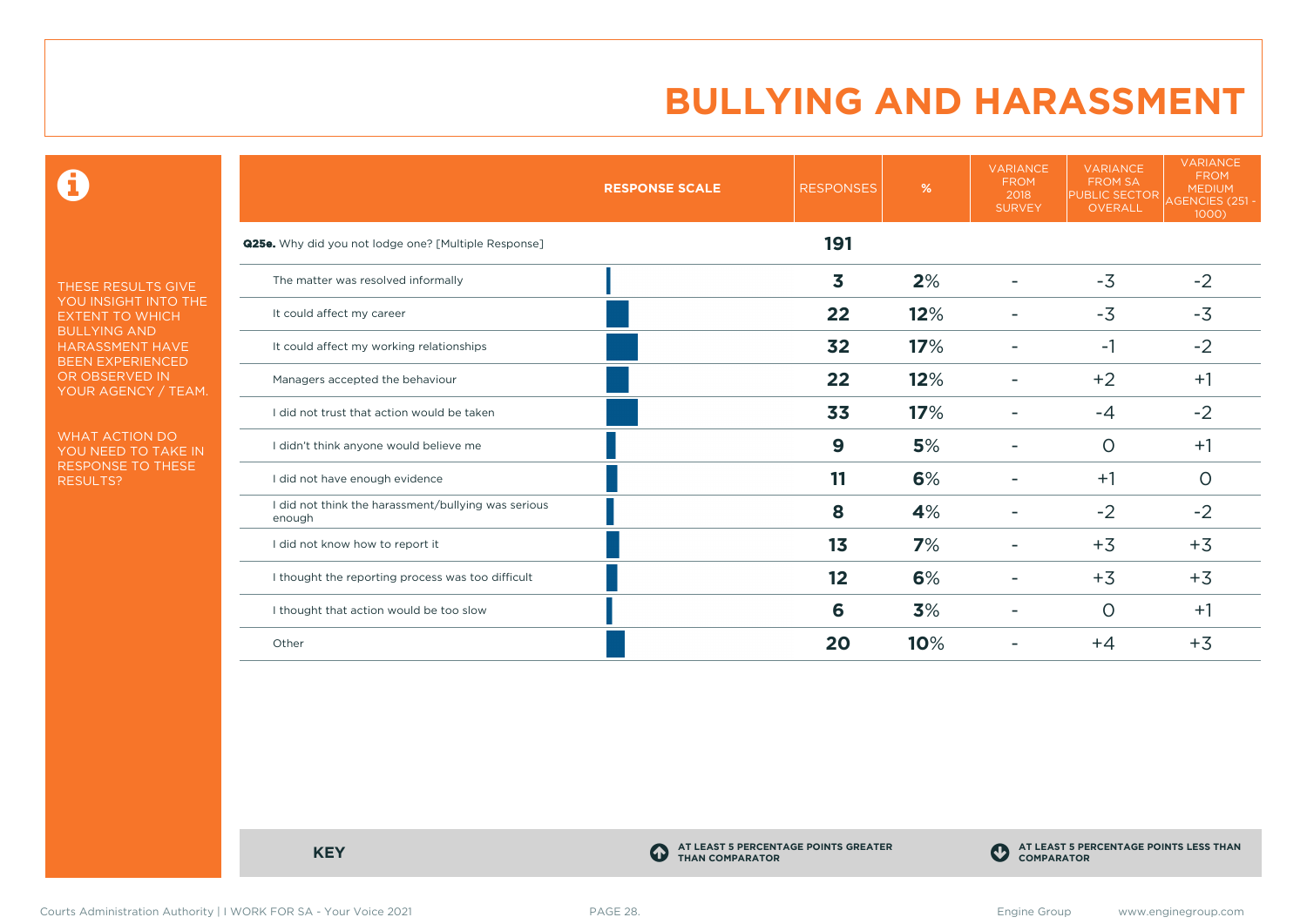# BULLYING AND HARASSMENT

THESE RESULTS GIVE YOU INSIGHT INTO THE EXTENT TO WHICH BULLYING AND HARASSMENT HAVE BEEN EXPERIENCED OR OBSERVED IN YOUR AGENCY / TEAM.

WHAT ACTION DO YOU NEED TO TAKE IN RESPONSE TO THESE RESULTS?

| RESPONSE SCALE | RESPONSES | % | VARIANCE FROM 2018 SURVEY | VARIANCE FROM SA PUBLIC SECTOR OVERALL | VARIANCE FROM MEDIUM AGENCIES (251 - 1000) |
|---|---|---|---|---|---|
| **Q25e.** Why did you not lodge one? [Multiple Response] | **191** | | | | |
| The matter was resolved informally | **3** | **2%** | - | -3 | -2 |
| It could affect my career | **22** | **12%** | - | -3 | -3 |
| It could affect my working relationships | **32** | **17%** | - | -1 | -2 |
| Managers accepted the behaviour | **22** | **12%** | - | +2 | +1 |
| I did not trust that action would be taken | **33** | **17%** | - | -4 | -2 |
| I didn't think anyone would believe me | **9** | **5%** | - | 0 | +1 |
| I did not have enough evidence | **11** | **6%** | - | +1 | 0 |
| I did not think the harassment/bullying was serious enough | **8** | **4%** | - | -2 | -2 |
| I did not know how to report it | **13** | **7%** | - | +3 | +3 |
| I thought the reporting process was too difficult | **12** | **6%** | - | +3 | +3 |
| I thought that action would be too slow | **6** | **3%** | - | 0 | +1 |
| Other | **20** | **10%** | - | +4 | +3 |

**KEY**

**AT LEAST 5 PERCENTAGE POINTS GREATER THAN COMPARATOR**

**AT LEAST 5 PERCENTAGE POINTS LESS THAN COMPARATOR**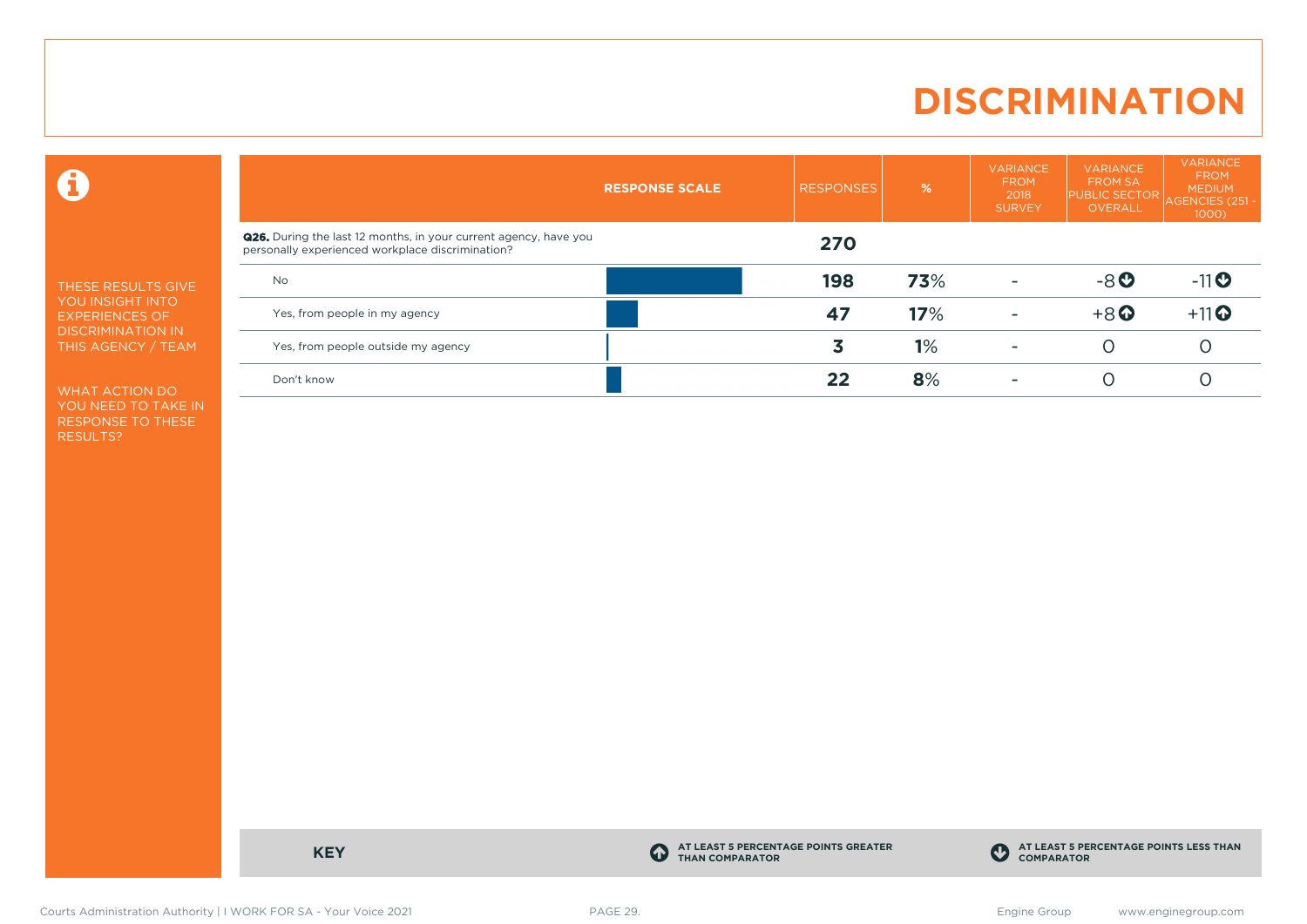# DISCRIMINATION

THESE RESULTS GIVE YOU INSIGHT INTO EXPERIENCES OF DISCRIMINATION IN THIS AGENCY / TEAM

WHAT ACTION DO YOU NEED TO TAKE IN RESPONSE TO THESE RESULTS?

| RESPONSE SCALE | RESPONSES | % | VARIANCE FROM 2018 SURVEY | VARIANCE FROM SA PUBLIC SECTOR OVERALL | VARIANCE FROM MEDIUM AGENCIES (251 - 1000) |
|---|---|---|---|---|---|
| **Q26.** During the last 12 months, in your current agency, have you personally experienced workplace discrimination? | **270** | | | | |
| No | **198** | **73**% | - | -8 ↓ | -11 ↓ |
| Yes, from people in my agency | **47** | **17**% | - | +8 ↑ | +11 ↑ |
| Yes, from people outside my agency | **3** | **1**% | - | 0 | 0 |
| Don't know | **22** | **8**% | - | 0 | 0 |

**KEY**

↑ AT LEAST 5 PERCENTAGE POINTS GREATER THAN COMPARATOR

↓ AT LEAST 5 PERCENTAGE POINTS LESS THAN COMPARATOR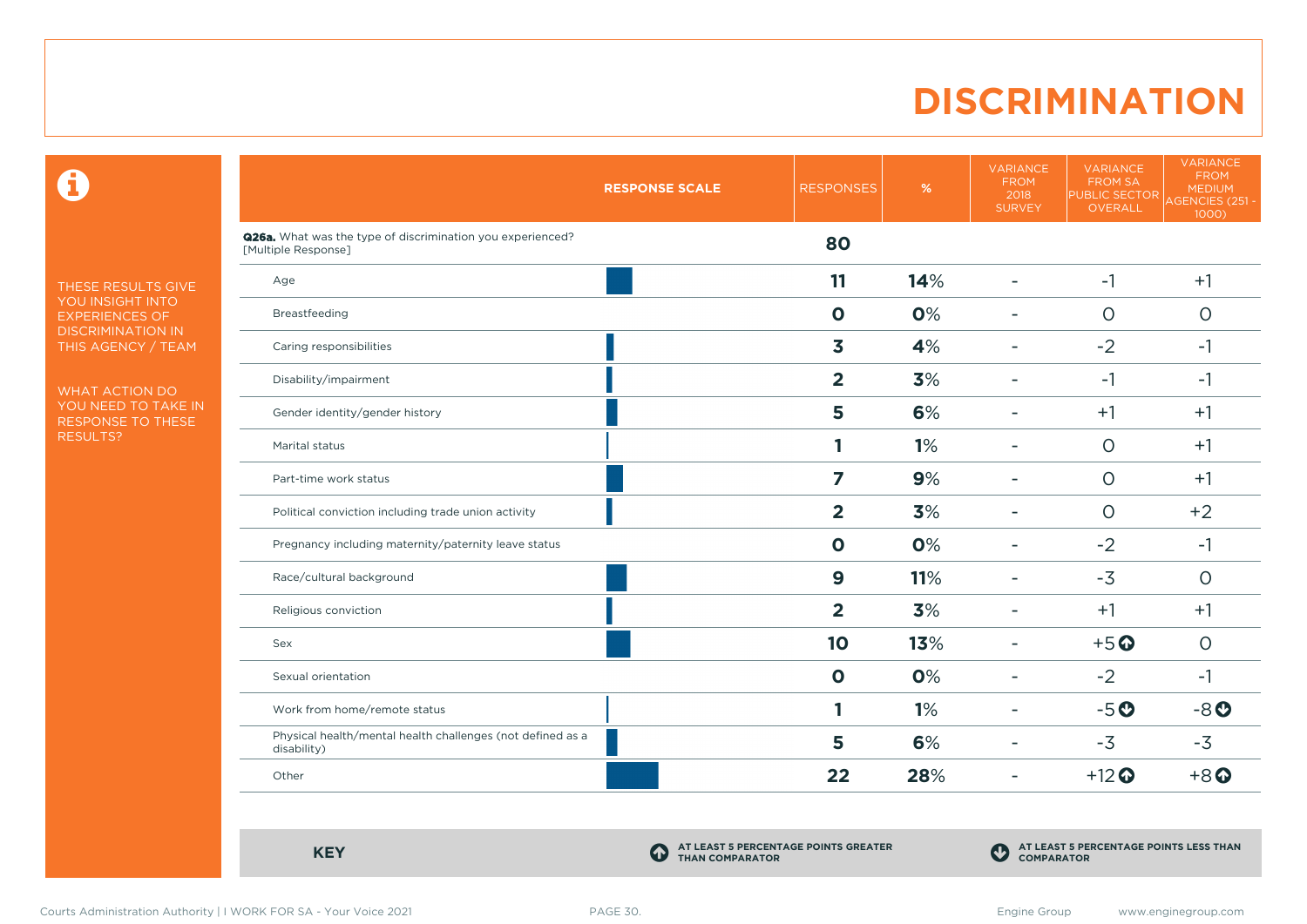# DISCRIMINATION

THESE RESULTS GIVE YOU INSIGHT INTO EXPERIENCES OF DISCRIMINATION IN THIS AGENCY / TEAM

WHAT ACTION DO YOU NEED TO TAKE IN RESPONSE TO THESE RESULTS?

| RESPONSE SCALE | RESPONSES | % | VARIANCE FROM 2018 SURVEY | VARIANCE FROM SA PUBLIC SECTOR OVERALL | VARIANCE FROM MEDIUM AGENCIES (251 - 1000) |
|---|---|---|---|---|---|
| **Q26a.** What was the type of discrimination you experienced? [Multiple Response] | **80** | | | | |
| Age | **11** | **14%** | - | -1 | +1 |
| Breastfeeding | **0** | **0%** | - | 0 | 0 |
| Caring responsibilities | **3** | **4%** | - | -2 | -1 |
| Disability/impairment | **2** | **3%** | - | -1 | -1 |
| Gender identity/gender history | **5** | **6%** | - | +1 | +1 |
| Marital status | **1** | **1%** | - | 0 | +1 |
| Part-time work status | **7** | **9%** | - | 0 | +1 |
| Political conviction including trade union activity | **2** | **3%** | - | 0 | +2 |
| Pregnancy including maternity/paternity leave status | **0** | **0%** | - | -2 | -1 |
| Race/cultural background | **9** | **11%** | - | -3 | 0 |
| Religious conviction | **2** | **3%** | - | +1 | +1 |
| Sex | **10** | **13%** | - | +5 ⬆ | 0 |
| Sexual orientation | **0** | **0%** | - | -2 | -1 |
| Work from home/remote status | **1** | **1%** | - | -5 ⬇ | -8 ⬇ |
| Physical health/mental health challenges (not defined as a disability) | **5** | **6%** | - | -3 | -3 |
| Other | **22** | **28%** | - | +12 ⬆ | +8 ⬆ |

**KEY**

⬆ AT LEAST 5 PERCENTAGE POINTS GREATER THAN COMPARATOR

⬇ AT LEAST 5 PERCENTAGE POINTS LESS THAN COMPARATOR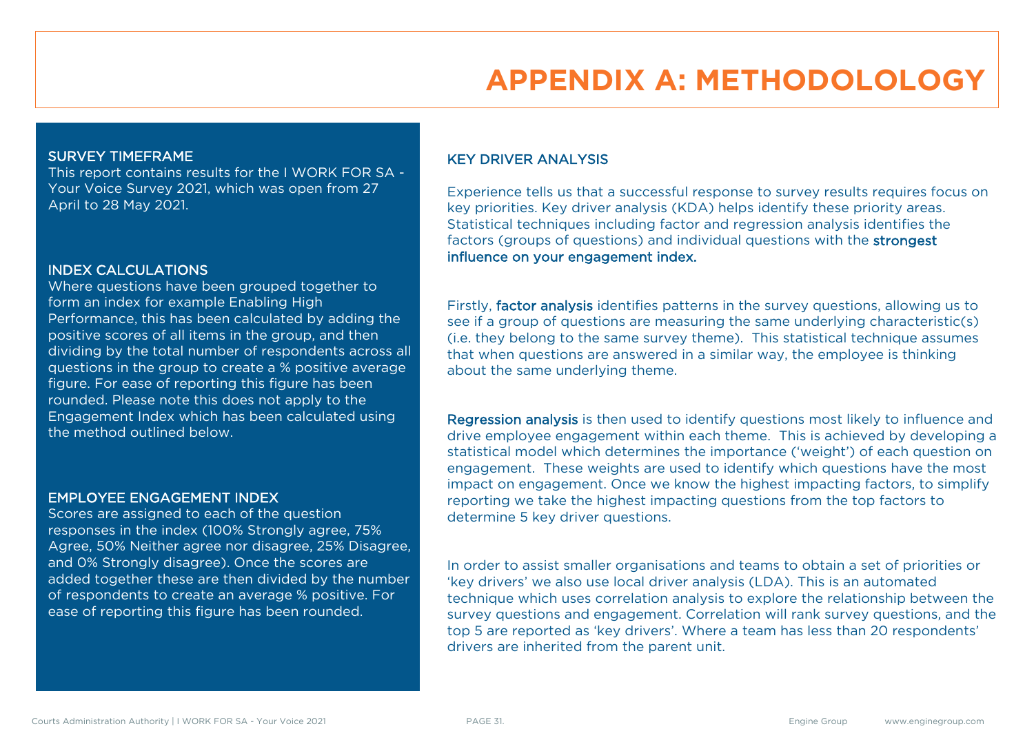# APPENDIX A: METHODOLOLOGY

## SURVEY TIMEFRAME

This report contains results for the I WORK FOR SA - Your Voice Survey 2021, which was open from 27 April to 28 May 2021.

## INDEX CALCULATIONS

Where questions have been grouped together to form an index for example Enabling High Performance, this has been calculated by adding the positive scores of all items in the group, and then dividing by the total number of respondents across all questions in the group to create a % positive average figure. For ease of reporting this figure has been rounded. Please note this does not apply to the Engagement Index which has been calculated using the method outlined below.

## EMPLOYEE ENGAGEMENT INDEX

Scores are assigned to each of the question responses in the index (100% Strongly agree, 75% Agree, 50% Neither agree nor disagree, 25% Disagree, and 0% Strongly disagree). Once the scores are added together these are then divided by the number of respondents to create an average % positive. For ease of reporting this figure has been rounded.

## KEY DRIVER ANALYSIS

Experience tells us that a successful response to survey results requires focus on key priorities. Key driver analysis (KDA) helps identify these priority areas. Statistical techniques including factor and regression analysis identifies the factors (groups of questions) and individual questions with the **strongest influence on your engagement index.**

Firstly, **factor analysis** identifies patterns in the survey questions, allowing us to see if a group of questions are measuring the same underlying characteristic(s) (i.e. they belong to the same survey theme). This statistical technique assumes that when questions are answered in a similar way, the employee is thinking about the same underlying theme.

**Regression analysis** is then used to identify questions most likely to influence and drive employee engagement within each theme. This is achieved by developing a statistical model which determines the importance ('weight') of each question on engagement. These weights are used to identify which questions have the most impact on engagement. Once we know the highest impacting factors, to simplify reporting we take the highest impacting questions from the top factors to determine 5 key driver questions.

In order to assist smaller organisations and teams to obtain a set of priorities or 'key drivers' we also use local driver analysis (LDA). This is an automated technique which uses correlation analysis to explore the relationship between the survey questions and engagement. Correlation will rank survey questions, and the top 5 are reported as 'key drivers'. Where a team has less than 20 respondents' drivers are inherited from the parent unit.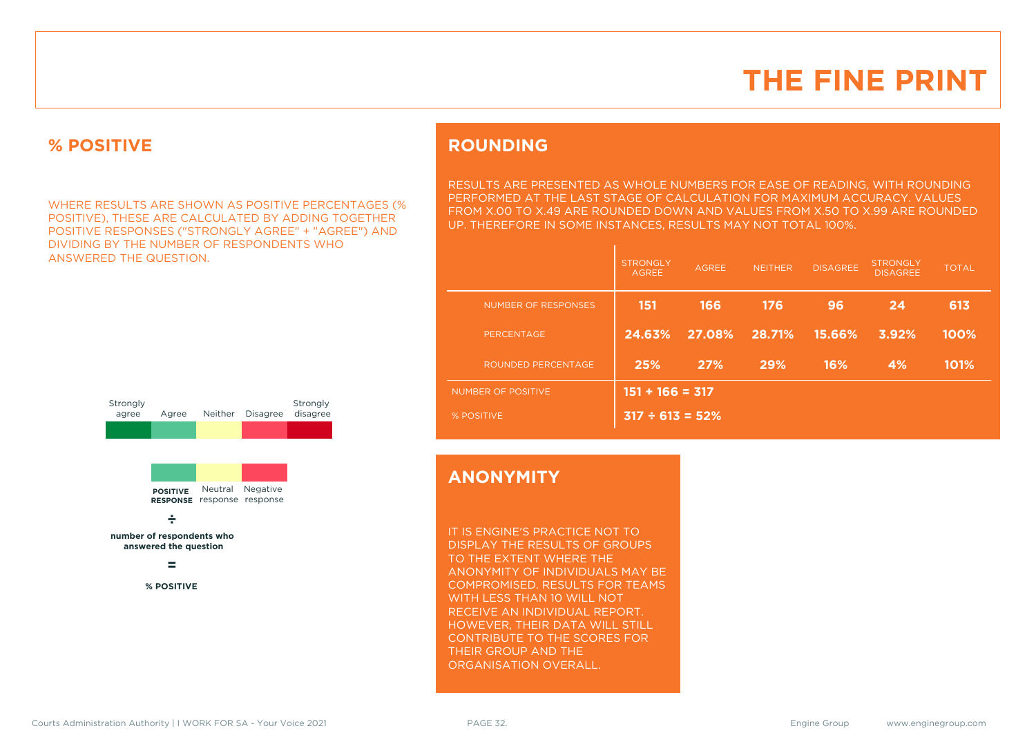# THE FINE PRINT

## % POSITIVE

WHERE RESULTS ARE SHOWN AS POSITIVE PERCENTAGES (% POSITIVE), THESE ARE CALCULATED BY ADDING TOGETHER POSITIVE RESPONSES ("STRONGLY AGREE" + "AGREE") AND DIVIDING BY THE NUMBER OF RESPONDENTS WHO ANSWERED THE QUESTION.

Strongly agree | Agree | Neither | Disagree | Strongly disagree

**POSITIVE RESPONSE** | Neutral response | Negative response

÷

**number of respondents who answered the question**

=

**% POSITIVE**

## ROUNDING

RESULTS ARE PRESENTED AS WHOLE NUMBERS FOR EASE OF READING, WITH ROUNDING PERFORMED AT THE LAST STAGE OF CALCULATION FOR MAXIMUM ACCURACY. VALUES FROM X.00 TO X.49 ARE ROUNDED DOWN AND VALUES FROM X.50 TO X.99 ARE ROUNDED UP. THEREFORE IN SOME INSTANCES, RESULTS MAY NOT TOTAL 100%.

| | STRONGLY AGREE | AGREE | NEITHER | DISAGREE | STRONGLY DISAGREE | TOTAL |
|---|---|---|---|---|---|---|
| NUMBER OF RESPONSES | **151** | **166** | **176** | **96** | **24** | **613** |
| PERCENTAGE | **24.63%** | **27.08%** | **28.71%** | **15.66%** | **3.92%** | **100%** |
| ROUNDED PERCENTAGE | **25%** | **27%** | **29%** | **16%** | **4%** | **101%** |
| NUMBER OF POSITIVE | **151 + 166 = 317** | | | | | |
| % POSITIVE | **317 ÷ 613 = 52%** | | | | | |

## ANONYMITY

IT IS ENGINE'S PRACTICE NOT TO DISPLAY THE RESULTS OF GROUPS TO THE EXTENT WHERE THE ANONYMITY OF INDIVIDUALS MAY BE COMPROMISED. RESULTS FOR TEAMS WITH LESS THAN 10 WILL NOT RECEIVE AN INDIVIDUAL REPORT. HOWEVER, THEIR DATA WILL STILL CONTRIBUTE TO THE SCORES FOR THEIR GROUP AND THE ORGANISATION OVERALL.